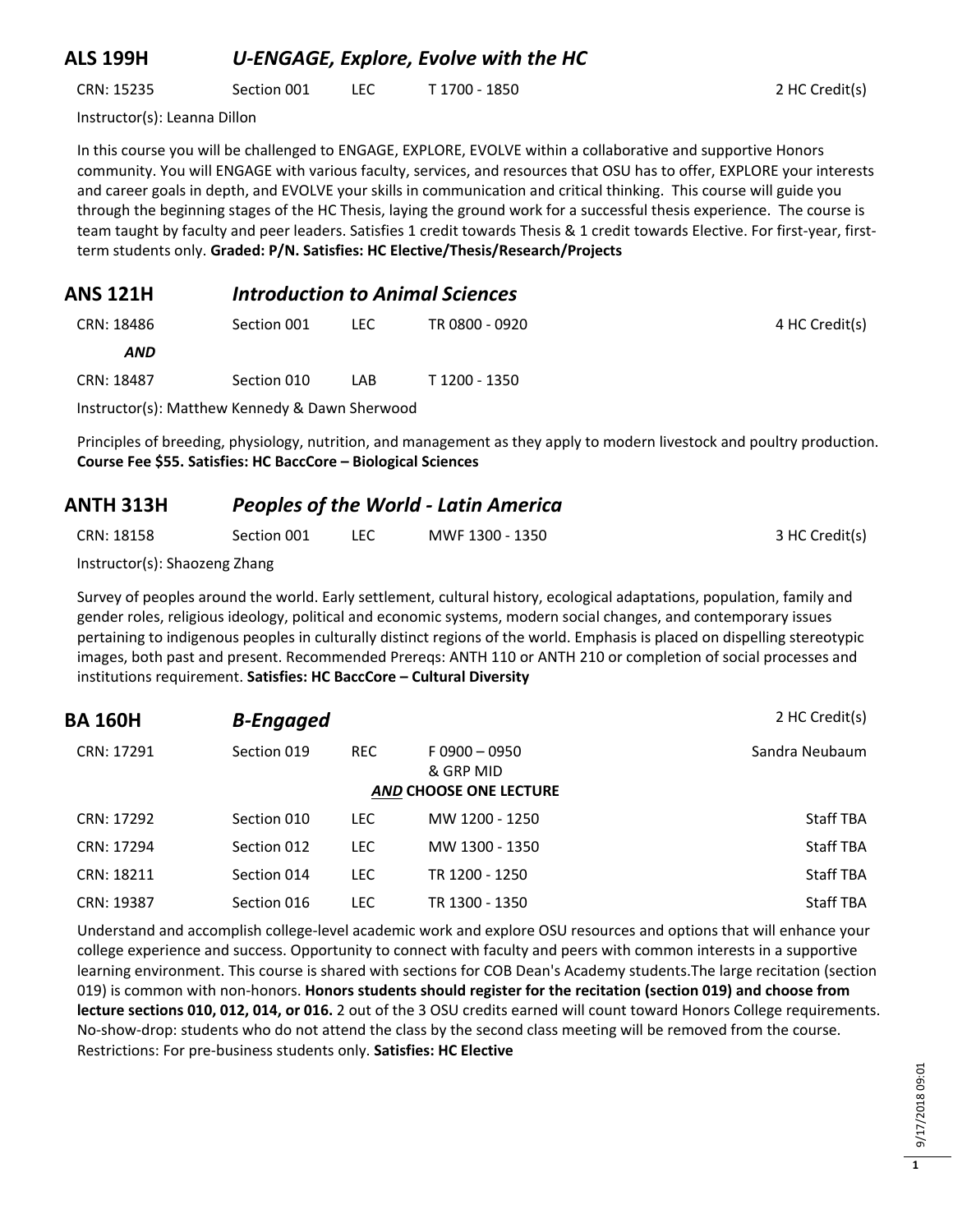## ALS 199H *U-ENGAGE, Explore, Evolve with the HC*

| CRN: 15235 | Section 001 | LEC | T 1700 - 1850 | 2 HC Credit(s) |
|---|---|---|---|---|

Instructor(s): Leanna Dillon

In this course you will be challenged to ENGAGE, EXPLORE, EVOLVE within a collaborative and supportive Honors community. You will ENGAGE with various faculty, services, and resources that OSU has to offer, EXPLORE your interests and career goals in depth, and EVOLVE your skills in communication and critical thinking. This course will guide you through the beginning stages of the HC Thesis, laying the ground work for a successful thesis experience. The course is team taught by faculty and peer leaders. Satisfies 1 credit towards Thesis & 1 credit towards Elective. For first-year, first-term students only. **Graded: P/N. Satisfies: HC Elective/Thesis/Research/Projects**

## ANS 121H *Introduction to Animal Sciences*

| CRN: 18486 | Section 001 | LEC | TR 0800 - 0920 | 4 HC Credit(s) |
|---|---|---|---|---|
| ***AND*** | | | | |
| CRN: 18487 | Section 010 | LAB | T 1200 - 1350 | |

Instructor(s): Matthew Kennedy & Dawn Sherwood

Principles of breeding, physiology, nutrition, and management as they apply to modern livestock and poultry production. **Course Fee $55. Satisfies: HC BaccCore – Biological Sciences**

## ANTH 313H *Peoples of the World - Latin America*

| CRN: 18158 | Section 001 | LEC | MWF 1300 - 1350 | 3 HC Credit(s) |
|---|---|---|---|---|

Instructor(s): Shaozeng Zhang

Survey of peoples around the world. Early settlement, cultural history, ecological adaptations, population, family and gender roles, religious ideology, political and economic systems, modern social changes, and contemporary issues pertaining to indigenous peoples in culturally distinct regions of the world. Emphasis is placed on dispelling stereotypic images, both past and present. Recommended Prereqs: ANTH 110 or ANTH 210 or completion of social processes and institutions requirement. **Satisfies: HC BaccCore – Cultural Diversity**

## BA 160H *B-Engaged* 2 HC Credit(s)

| CRN: 17291 | Section 019 | REC | F 0900 – 0950 & GRP MID | Sandra Neubaum |
|---|---|---|---|---|
| | | | ***AND* CHOOSE ONE LECTURE** | |
| CRN: 17292 | Section 010 | LEC | MW 1200 - 1250 | Staff TBA |
| CRN: 17294 | Section 012 | LEC | MW 1300 - 1350 | Staff TBA |
| CRN: 18211 | Section 014 | LEC | TR 1200 - 1250 | Staff TBA |
| CRN: 19387 | Section 016 | LEC | TR 1300 - 1350 | Staff TBA |

Understand and accomplish college-level academic work and explore OSU resources and options that will enhance your college experience and success. Opportunity to connect with faculty and peers with common interests in a supportive learning environment. This course is shared with sections for COB Dean's Academy students.The large recitation (section 019) is common with non-honors. **Honors students should register for the recitation (section 019) and choose from lecture sections 010, 012, 014, or 016.** 2 out of the 3 OSU credits earned will count toward Honors College requirements. No-show-drop: students who do not attend the class by the second class meeting will be removed from the course. Restrictions: For pre-business students only. **Satisfies: HC Elective**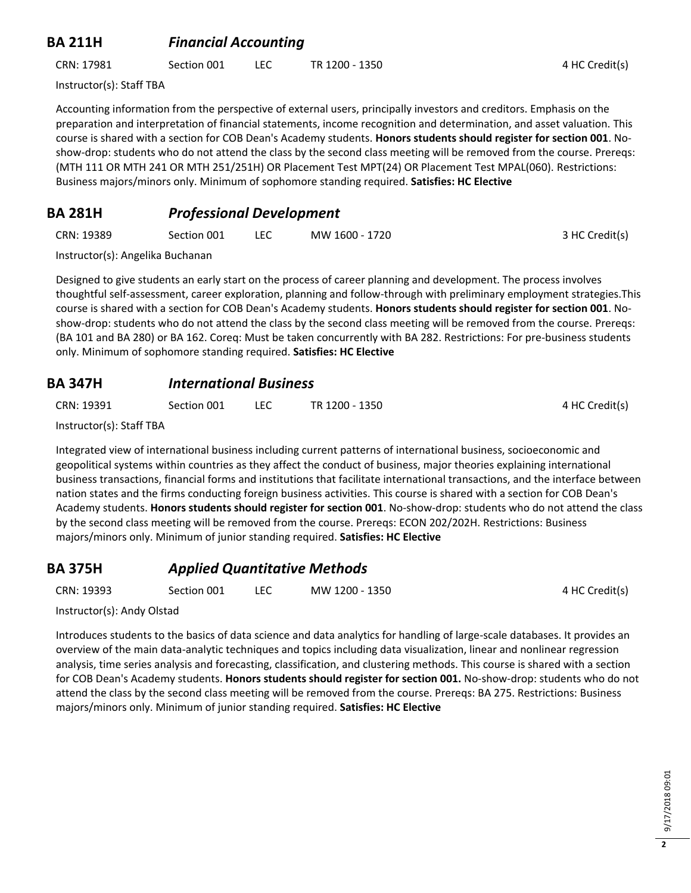## BA 211H *Financial Accounting*

CRN: 17981 Section 001 LEC TR 1200 - 1350 4 HC Credit(s)

Instructor(s): Staff TBA

Accounting information from the perspective of external users, principally investors and creditors. Emphasis on the preparation and interpretation of financial statements, income recognition and determination, and asset valuation. This course is shared with a section for COB Dean's Academy students. **Honors students should register for section 001**. No-show-drop: students who do not attend the class by the second class meeting will be removed from the course. Prereqs: (MTH 111 OR MTH 241 OR MTH 251/251H) OR Placement Test MPT(24) OR Placement Test MPAL(060). Restrictions: Business majors/minors only. Minimum of sophomore standing required. **Satisfies: HC Elective**

## BA 281H *Professional Development*

CRN: 19389 Section 001 LEC MW 1600 - 1720 3 HC Credit(s)

Instructor(s): Angelika Buchanan

Designed to give students an early start on the process of career planning and development. The process involves thoughtful self-assessment, career exploration, planning and follow-through with preliminary employment strategies.This course is shared with a section for COB Dean's Academy students. **Honors students should register for section 001**. No-show-drop: students who do not attend the class by the second class meeting will be removed from the course. Prereqs: (BA 101 and BA 280) or BA 162. Coreq: Must be taken concurrently with BA 282. Restrictions: For pre-business students only. Minimum of sophomore standing required. **Satisfies: HC Elective**

## BA 347H *International Business*

CRN: 19391 Section 001 LEC TR 1200 - 1350 4 HC Credit(s)

Instructor(s): Staff TBA

Integrated view of international business including current patterns of international business, socioeconomic and geopolitical systems within countries as they affect the conduct of business, major theories explaining international business transactions, financial forms and institutions that facilitate international transactions, and the interface between nation states and the firms conducting foreign business activities. This course is shared with a section for COB Dean's Academy students. **Honors students should register for section 001**. No-show-drop: students who do not attend the class by the second class meeting will be removed from the course. Prereqs: ECON 202/202H. Restrictions: Business majors/minors only. Minimum of junior standing required. **Satisfies: HC Elective**

## BA 375H *Applied Quantitative Methods*

CRN: 19393 Section 001 LEC MW 1200 - 1350 4 HC Credit(s)

Instructor(s): Andy Olstad

Introduces students to the basics of data science and data analytics for handling of large-scale databases. It provides an overview of the main data-analytic techniques and topics including data visualization, linear and nonlinear regression analysis, time series analysis and forecasting, classification, and clustering methods. This course is shared with a section for COB Dean's Academy students. **Honors students should register for section 001.** No-show-drop: students who do not attend the class by the second class meeting will be removed from the course. Prereqs: BA 275. Restrictions: Business majors/minors only. Minimum of junior standing required. **Satisfies: HC Elective**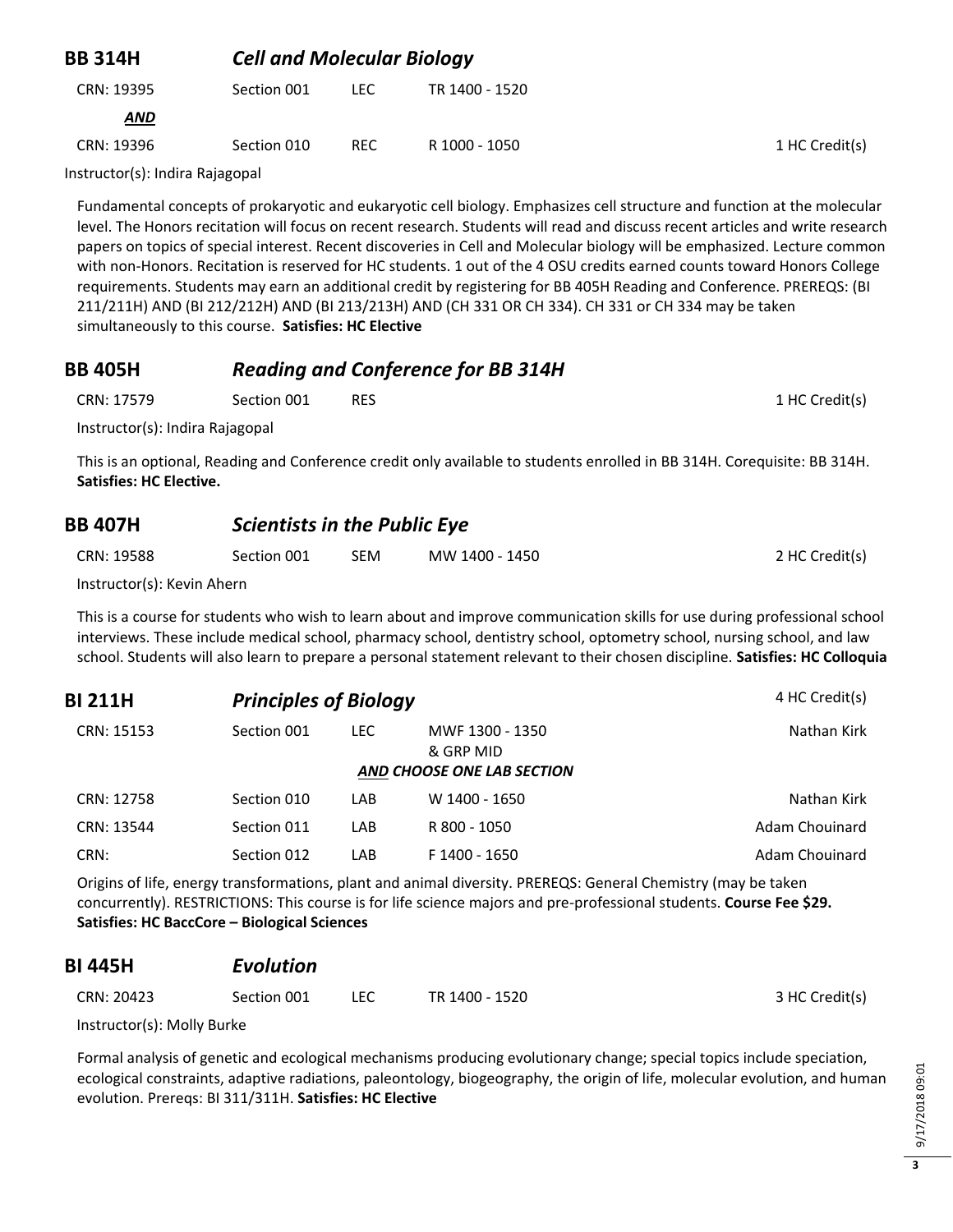## BB 314H *Cell and Molecular Biology*

| CRN | Section | Type | Time | Credits |
|---|---|---|---|---|
| CRN: 19395 | Section 001 | LEC | TR 1400 - 1520 | |
| ***AND*** | | | | |
| CRN: 19396 | Section 010 | REC | R 1000 - 1050 | 1 HC Credit(s) |

Instructor(s): Indira Rajagopal

Fundamental concepts of prokaryotic and eukaryotic cell biology. Emphasizes cell structure and function at the molecular level. The Honors recitation will focus on recent research. Students will read and discuss recent articles and write research papers on topics of special interest. Recent discoveries in Cell and Molecular biology will be emphasized. Lecture common with non-Honors. Recitation is reserved for HC students. 1 out of the 4 OSU credits earned counts toward Honors College requirements. Students may earn an additional credit by registering for BB 405H Reading and Conference. PREREQS: (BI 211/211H) AND (BI 212/212H) AND (BI 213/213H) AND (CH 331 OR CH 334). CH 331 or CH 334 may be taken simultaneously to this course. **Satisfies: HC Elective**

## BB 405H *Reading and Conference for BB 314H*

| CRN | Section | Type | Credits |
|---|---|---|---|
| CRN: 17579 | Section 001 | RES | 1 HC Credit(s) |

Instructor(s): Indira Rajagopal

This is an optional, Reading and Conference credit only available to students enrolled in BB 314H. Corequisite: BB 314H. **Satisfies: HC Elective.**

## BB 407H *Scientists in the Public Eye*

| CRN | Section | Type | Time | Credits |
|---|---|---|---|---|
| CRN: 19588 | Section 001 | SEM | MW 1400 - 1450 | 2 HC Credit(s) |

Instructor(s): Kevin Ahern

This is a course for students who wish to learn about and improve communication skills for use during professional school interviews. These include medical school, pharmacy school, dentistry school, optometry school, nursing school, and law school. Students will also learn to prepare a personal statement relevant to their chosen discipline. **Satisfies: HC Colloquia**

## BI 211H *Principles of Biology* — 4 HC Credit(s)

| CRN | Section | Type | Time | Instructor |
|---|---|---|---|---|
| CRN: 15153 | Section 001 | LEC | MWF 1300 - 1350 & GRP MID | Nathan Kirk |
| | | | ***AND CHOOSE ONE LAB SECTION*** | |
| CRN: 12758 | Section 010 | LAB | W 1400 - 1650 | Nathan Kirk |
| CRN: 13544 | Section 011 | LAB | R 800 - 1050 | Adam Chouinard |
| CRN: | Section 012 | LAB | F 1400 - 1650 | Adam Chouinard |

Origins of life, energy transformations, plant and animal diversity. PREREQS: General Chemistry (may be taken concurrently). RESTRICTIONS: This course is for life science majors and pre-professional students. **Course Fee $29. Satisfies: HC BaccCore – Biological Sciences**

## BI 445H *Evolution*

| CRN | Section | Type | Time | Credits |
|---|---|---|---|---|
| CRN: 20423 | Section 001 | LEC | TR 1400 - 1520 | 3 HC Credit(s) |

Instructor(s): Molly Burke

Formal analysis of genetic and ecological mechanisms producing evolutionary change; special topics include speciation, ecological constraints, adaptive radiations, paleontology, biogeography, the origin of life, molecular evolution, and human evolution. Prereqs: BI 311/311H. **Satisfies: HC Elective**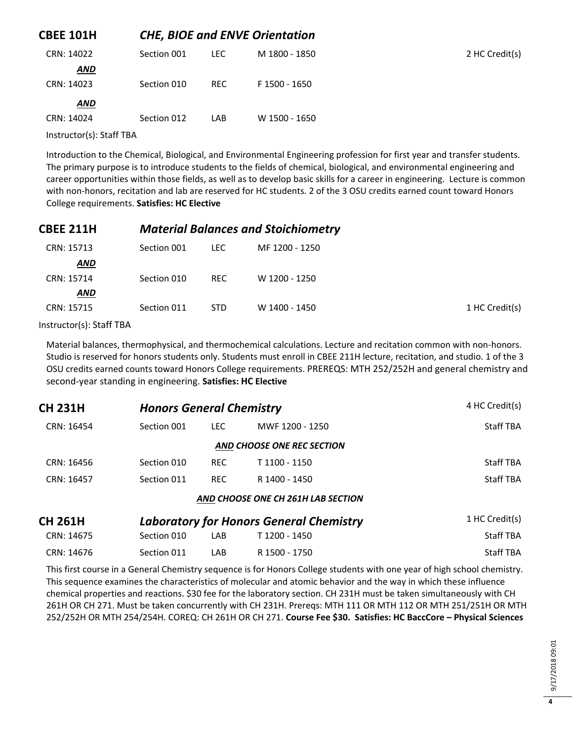## CBEE 101H *CHE, BIOE and ENVE Orientation*

| | | | | |
|---|---|---|---|---|
| CRN: 14022 | Section 001 | LEC | M 1800 - 1850 | 2 HC Credit(s) |
| ***AND*** | | | | |
| CRN: 14023 | Section 010 | REC | F 1500 - 1650 | |
| ***AND*** | | | | |
| CRN: 14024 | Section 012 | LAB | W 1500 - 1650 | |

Instructor(s): Staff TBA

Introduction to the Chemical, Biological, and Environmental Engineering profession for first year and transfer students. The primary purpose is to introduce students to the fields of chemical, biological, and environmental engineering and career opportunities within those fields, as well as to develop basic skills for a career in engineering. Lecture is common with non-honors, recitation and lab are reserved for HC students. 2 of the 3 OSU credits earned count toward Honors College requirements. **Satisfies: HC Elective**

## CBEE 211H *Material Balances and Stoichiometry*

| | | | | |
|---|---|---|---|---|
| CRN: 15713 | Section 001 | LEC | MF 1200 - 1250 | |
| ***AND*** | | | | |
| CRN: 15714 | Section 010 | REC | W 1200 - 1250 | |
| ***AND*** | | | | |
| CRN: 15715 | Section 011 | STD | W 1400 - 1450 | 1 HC Credit(s) |

Instructor(s): Staff TBA

Material balances, thermophysical, and thermochemical calculations. Lecture and recitation common with non-honors. Studio is reserved for honors students only. Students must enroll in CBEE 211H lecture, recitation, and studio. 1 of the 3 OSU credits earned counts toward Honors College requirements. PREREQS: MTH 252/252H and general chemistry and second-year standing in engineering. **Satisfies: HC Elective**

## CH 231H *Honors General Chemistry* 4 HC Credit(s)

| | | | | |
|---|---|---|---|---|
| CRN: 16454 | Section 001 | LEC | MWF 1200 - 1250 | Staff TBA |
| | | ***AND CHOOSE ONE REC SECTION*** | | |
| CRN: 16456 | Section 010 | REC | T 1100 - 1150 | Staff TBA |
| CRN: 16457 | Section 011 | REC | R 1400 - 1450 | Staff TBA |

***AND CHOOSE ONE CH 261H LAB SECTION***

## CH 261H *Laboratory for Honors General Chemistry* 1 HC Credit(s)

| | | | | |
|---|---|---|---|---|
| CRN: 14675 | Section 010 | LAB | T 1200 - 1450 | Staff TBA |
| CRN: 14676 | Section 011 | LAB | R 1500 - 1750 | Staff TBA |

This first course in a General Chemistry sequence is for Honors College students with one year of high school chemistry. This sequence examines the characteristics of molecular and atomic behavior and the way in which these influence chemical properties and reactions. $30 fee for the laboratory section. CH 231H must be taken simultaneously with CH 261H OR CH 271. Must be taken concurrently with CH 231H. Prereqs: MTH 111 OR MTH 112 OR MTH 251/251H OR MTH 252/252H OR MTH 254/254H. COREQ: CH 261H OR CH 271. **Course Fee $30. Satisfies: HC BaccCore – Physical Sciences**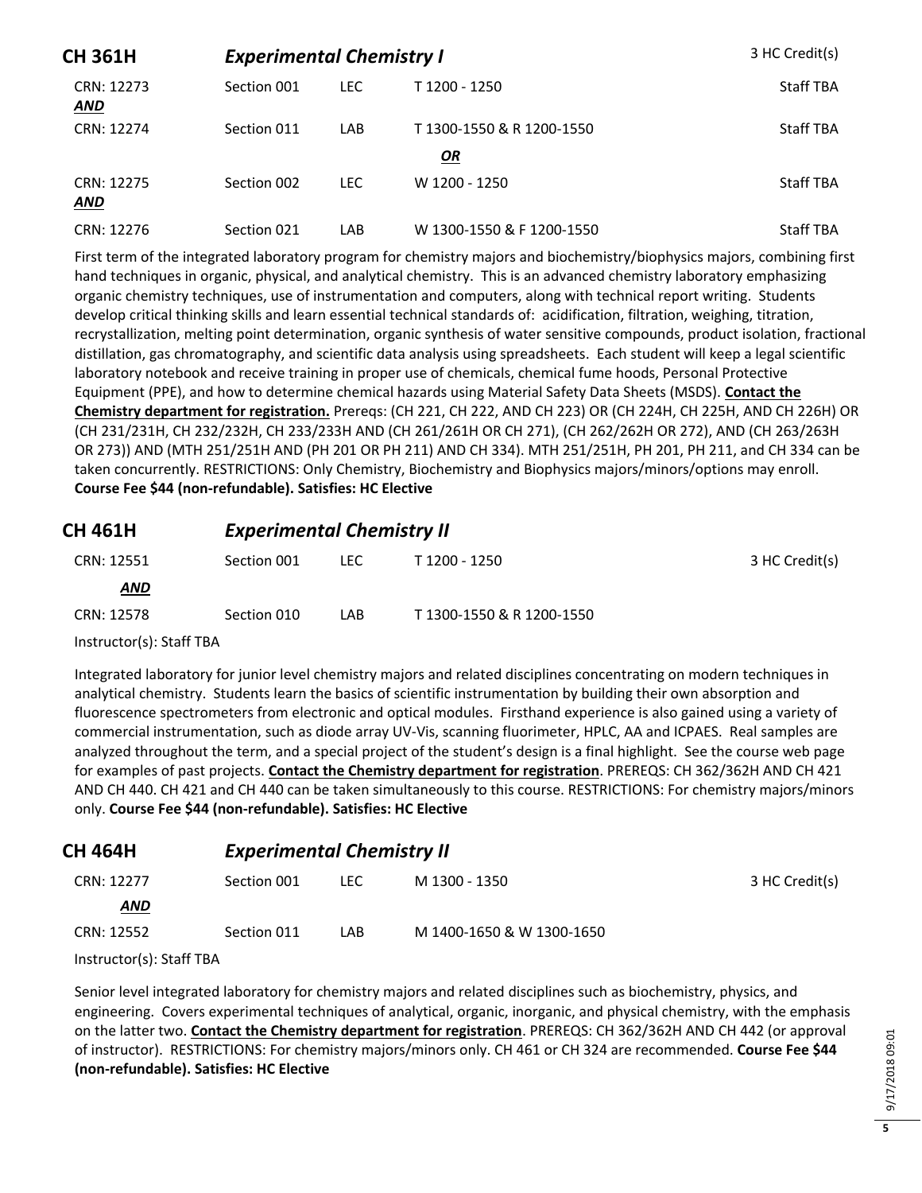## CH 361H *Experimental Chemistry I* 3 HC Credit(s)

| | | | | |
|---|---|---|---|---|
| CRN: 12273 | Section 001 | LEC | T 1200 - 1250 | Staff TBA |
| ***AND*** | | | | |
| CRN: 12274 | Section 011 | LAB | T 1300-1550 & R 1200-1550 | Staff TBA |
| | | | ***OR*** | |
| CRN: 12275 | Section 002 | LEC | W 1200 - 1250 | Staff TBA |
| ***AND*** | | | | |
| CRN: 12276 | Section 021 | LAB | W 1300-1550 & F 1200-1550 | Staff TBA |

First term of the integrated laboratory program for chemistry majors and biochemistry/biophysics majors, combining first hand techniques in organic, physical, and analytical chemistry. This is an advanced chemistry laboratory emphasizing organic chemistry techniques, use of instrumentation and computers, along with technical report writing. Students develop critical thinking skills and learn essential technical standards of: acidification, filtration, weighing, titration, recrystallization, melting point determination, organic synthesis of water sensitive compounds, product isolation, fractional distillation, gas chromatography, and scientific data analysis using spreadsheets. Each student will keep a legal scientific laboratory notebook and receive training in proper use of chemicals, chemical fume hoods, Personal Protective Equipment (PPE), and how to determine chemical hazards using Material Safety Data Sheets (MSDS). **Contact the Chemistry department for registration.** Prereqs: (CH 221, CH 222, AND CH 223) OR (CH 224H, CH 225H, AND CH 226H) OR (CH 231/231H, CH 232/232H, CH 233/233H AND (CH 261/261H OR CH 271), (CH 262/262H OR 272), AND (CH 263/263H OR 273)) AND (MTH 251/251H AND (PH 201 OR PH 211) AND CH 334). MTH 251/251H, PH 201, PH 211, and CH 334 can be taken concurrently. RESTRICTIONS: Only Chemistry, Biochemistry and Biophysics majors/minors/options may enroll. **Course Fee $44 (non-refundable). Satisfies: HC Elective**

## CH 461H *Experimental Chemistry II*

| | | | | |
|---|---|---|---|---|
| CRN: 12551 | Section 001 | LEC | T 1200 - 1250 | 3 HC Credit(s) |
| ***AND*** | | | | |
| CRN: 12578 | Section 010 | LAB | T 1300-1550 & R 1200-1550 | |

Instructor(s): Staff TBA

Integrated laboratory for junior level chemistry majors and related disciplines concentrating on modern techniques in analytical chemistry. Students learn the basics of scientific instrumentation by building their own absorption and fluorescence spectrometers from electronic and optical modules. Firsthand experience is also gained using a variety of commercial instrumentation, such as diode array UV-Vis, scanning fluorimeter, HPLC, AA and ICPAES. Real samples are analyzed throughout the term, and a special project of the student's design is a final highlight. See the course web page for examples of past projects. **Contact the Chemistry department for registration**. PREREQS: CH 362/362H AND CH 421 AND CH 440. CH 421 and CH 440 can be taken simultaneously to this course. RESTRICTIONS: For chemistry majors/minors only. **Course Fee $44 (non-refundable). Satisfies: HC Elective**

## CH 464H *Experimental Chemistry II*

| | | | | |
|---|---|---|---|---|
| CRN: 12277 | Section 001 | LEC | M 1300 - 1350 | 3 HC Credit(s) |
| ***AND*** | | | | |
| CRN: 12552 | Section 011 | LAB | M 1400-1650 & W 1300-1650 | |

Instructor(s): Staff TBA

Senior level integrated laboratory for chemistry majors and related disciplines such as biochemistry, physics, and engineering. Covers experimental techniques of analytical, organic, inorganic, and physical chemistry, with the emphasis on the latter two. **Contact the Chemistry department for registration**. PREREQS: CH 362/362H AND CH 442 (or approval of instructor). RESTRICTIONS: For chemistry majors/minors only. CH 461 or CH 324 are recommended. **Course Fee $44 (non-refundable). Satisfies: HC Elective**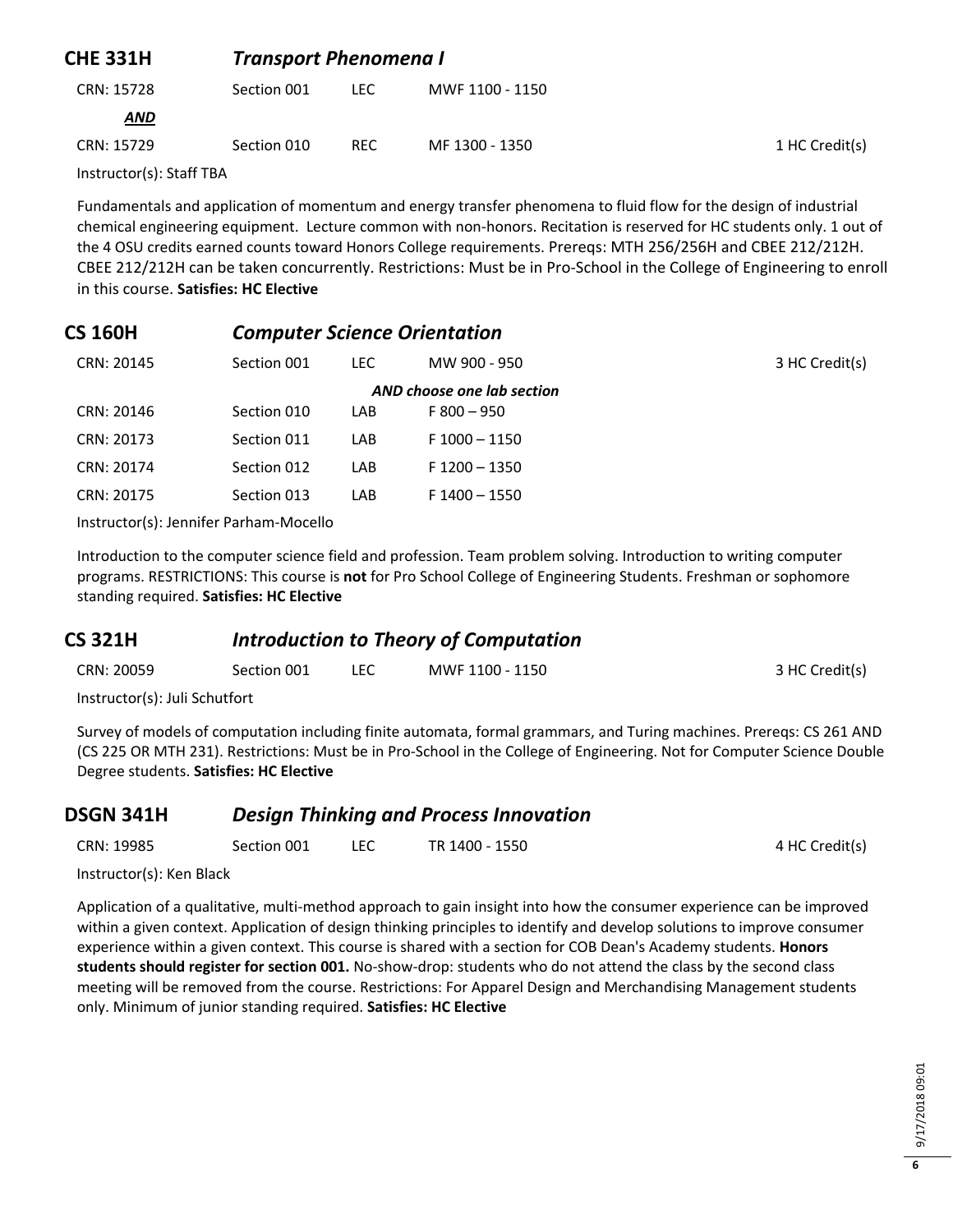## CHE 331H *Transport Phenomena I*

| | | | | |
|---|---|---|---|---|
| CRN: 15728 | Section 001 | LEC | MWF 1100 - 1150 | |
| ***AND*** | | | | |
| CRN: 15729 | Section 010 | REC | MF 1300 - 1350 | 1 HC Credit(s) |

Instructor(s): Staff TBA

Fundamentals and application of momentum and energy transfer phenomena to fluid flow for the design of industrial chemical engineering equipment. Lecture common with non-honors. Recitation is reserved for HC students only. 1 out of the 4 OSU credits earned counts toward Honors College requirements. Prereqs: MTH 256/256H and CBEE 212/212H. CBEE 212/212H can be taken concurrently. Restrictions: Must be in Pro-School in the College of Engineering to enroll in this course. **Satisfies: HC Elective**

## CS 160H *Computer Science Orientation*

| | | | | |
|---|---|---|---|---|
| CRN: 20145 | Section 001 | LEC | MW 900 - 950 | 3 HC Credit(s) |
| | | | ***AND choose one lab section*** | |
| CRN: 20146 | Section 010 | LAB | F 800 – 950 | |
| CRN: 20173 | Section 011 | LAB | F 1000 – 1150 | |
| CRN: 20174 | Section 012 | LAB | F 1200 – 1350 | |
| CRN: 20175 | Section 013 | LAB | F 1400 – 1550 | |

Instructor(s): Jennifer Parham-Mocello

Introduction to the computer science field and profession. Team problem solving. Introduction to writing computer programs. RESTRICTIONS: This course is **not** for Pro School College of Engineering Students. Freshman or sophomore standing required. **Satisfies: HC Elective**

## CS 321H *Introduction to Theory of Computation*

| | | | | |
|---|---|---|---|---|
| CRN: 20059 | Section 001 | LEC | MWF 1100 - 1150 | 3 HC Credit(s) |

Instructor(s): Juli Schutfort

Survey of models of computation including finite automata, formal grammars, and Turing machines. Prereqs: CS 261 AND (CS 225 OR MTH 231). Restrictions: Must be in Pro-School in the College of Engineering. Not for Computer Science Double Degree students. **Satisfies: HC Elective**

## DSGN 341H *Design Thinking and Process Innovation*

| | | | | |
|---|---|---|---|---|
| CRN: 19985 | Section 001 | LEC | TR 1400 - 1550 | 4 HC Credit(s) |

Instructor(s): Ken Black

Application of a qualitative, multi-method approach to gain insight into how the consumer experience can be improved within a given context. Application of design thinking principles to identify and develop solutions to improve consumer experience within a given context. This course is shared with a section for COB Dean's Academy students. **Honors students should register for section 001.** No-show-drop: students who do not attend the class by the second class meeting will be removed from the course. Restrictions: For Apparel Design and Merchandising Management students only. Minimum of junior standing required. **Satisfies: HC Elective**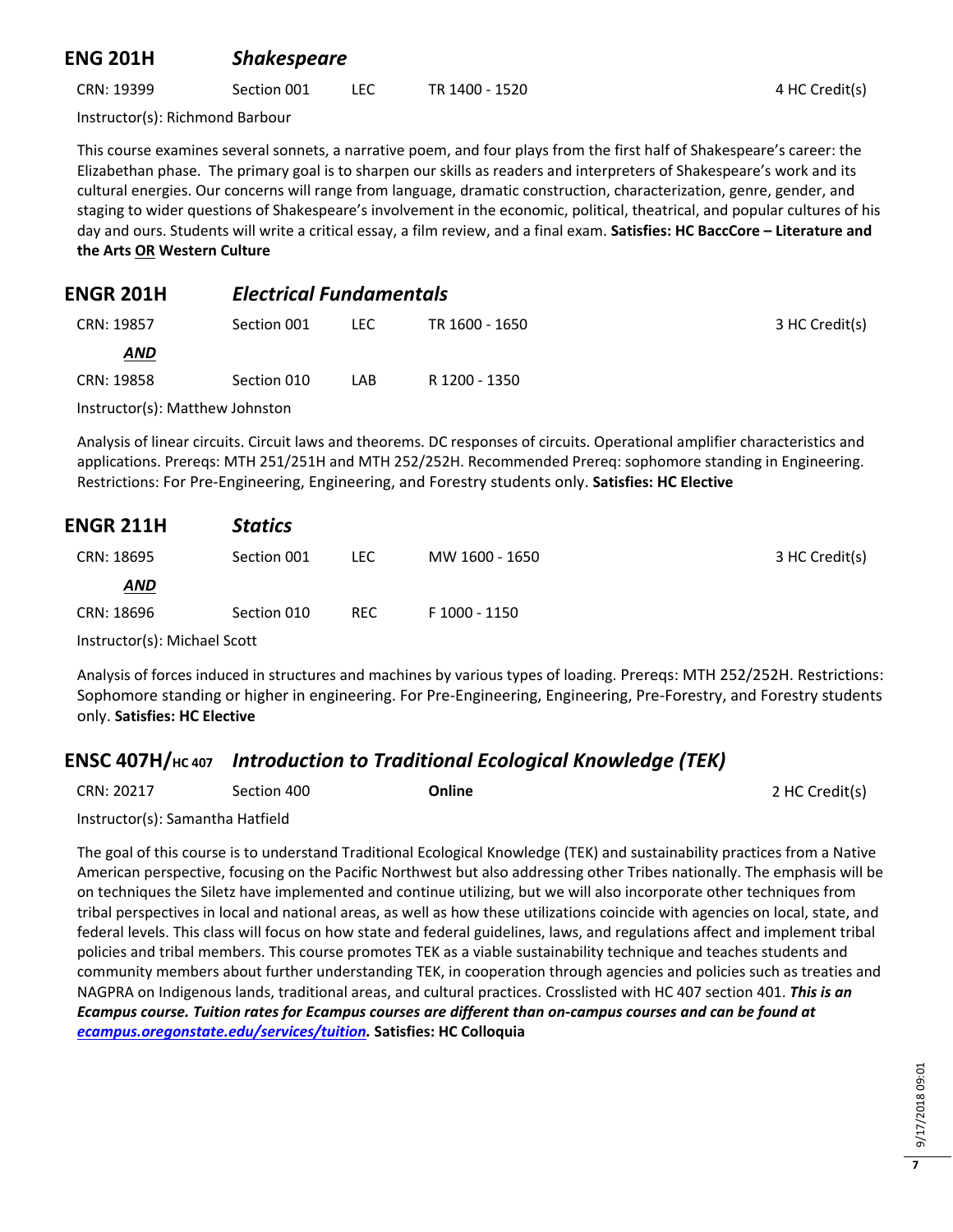## ENG 201H *Shakespeare*

CRN: 19399 Section 001 LEC TR 1400 - 1520 4 HC Credit(s)

Instructor(s): Richmond Barbour

This course examines several sonnets, a narrative poem, and four plays from the first half of Shakespeare's career: the Elizabethan phase. The primary goal is to sharpen our skills as readers and interpreters of Shakespeare's work and its cultural energies. Our concerns will range from language, dramatic construction, characterization, genre, gender, and staging to wider questions of Shakespeare's involvement in the economic, political, theatrical, and popular cultures of his day and ours. Students will write a critical essay, a film review, and a final exam. **Satisfies: HC BaccCore – Literature and the Arts OR Western Culture**

## ENGR 201H *Electrical Fundamentals*

CRN: 19857 Section 001 LEC TR 1600 - 1650 3 HC Credit(s)

***AND***

CRN: 19858 Section 010 LAB R 1200 - 1350

Instructor(s): Matthew Johnston

Analysis of linear circuits. Circuit laws and theorems. DC responses of circuits. Operational amplifier characteristics and applications. Prereqs: MTH 251/251H and MTH 252/252H. Recommended Prereq: sophomore standing in Engineering. Restrictions: For Pre-Engineering, Engineering, and Forestry students only. **Satisfies: HC Elective**

## ENGR 211H *Statics*

CRN: 18695 Section 001 LEC MW 1600 - 1650 3 HC Credit(s)

***AND***

CRN: 18696 Section 010 REC F 1000 - 1150

Instructor(s): Michael Scott

Analysis of forces induced in structures and machines by various types of loading. Prereqs: MTH 252/252H. Restrictions: Sophomore standing or higher in engineering. For Pre-Engineering, Engineering, Pre-Forestry, and Forestry students only. **Satisfies: HC Elective**

## ENSC 407H/HC 407 *Introduction to Traditional Ecological Knowledge (TEK)*

CRN: 20217 Section 400 **Online** 2 HC Credit(s)

Instructor(s): Samantha Hatfield

The goal of this course is to understand Traditional Ecological Knowledge (TEK) and sustainability practices from a Native American perspective, focusing on the Pacific Northwest but also addressing other Tribes nationally. The emphasis will be on techniques the Siletz have implemented and continue utilizing, but we will also incorporate other techniques from tribal perspectives in local and national areas, as well as how these utilizations coincide with agencies on local, state, and federal levels. This class will focus on how state and federal guidelines, laws, and regulations affect and implement tribal policies and tribal members. This course promotes TEK as a viable sustainability technique and teaches students and community members about further understanding TEK, in cooperation through agencies and policies such as treaties and NAGPRA on Indigenous lands, traditional areas, and cultural practices. Crosslisted with HC 407 section 401. ***This is an Ecampus course. Tuition rates for Ecampus courses are different than on-campus courses and can be found at ecampus.oregonstate.edu/services/tuition.*** **Satisfies: HC Colloquia**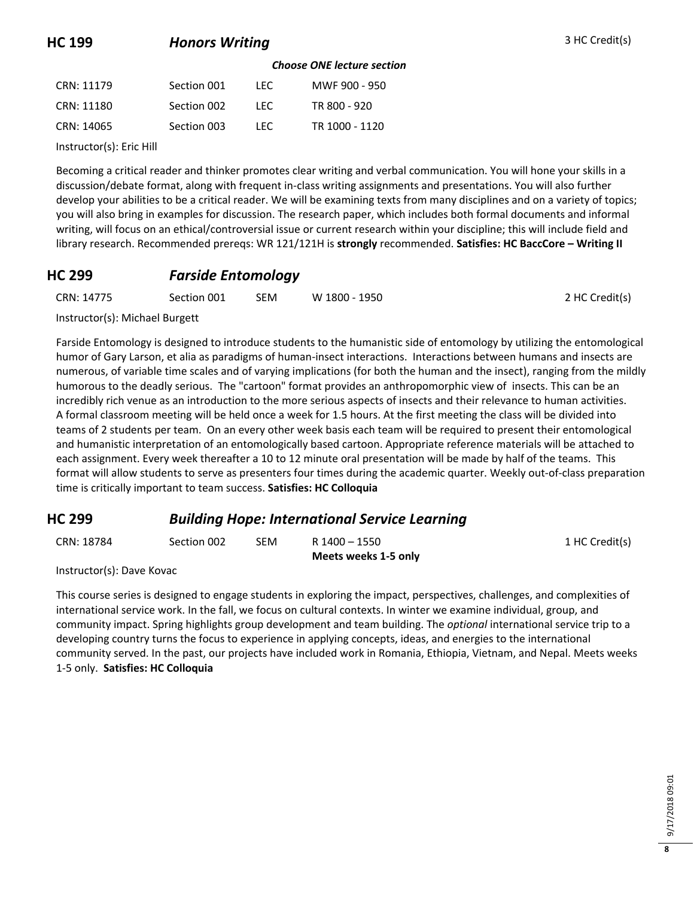## HC 199 *Honors Writing*

3 HC Credit(s)

***Choose ONE lecture section***

| CRN | Section | Type | Time |
|---|---|---|---|
| CRN: 11179 | Section 001 | LEC | MWF 900 - 950 |
| CRN: 11180 | Section 002 | LEC | TR 800 - 920 |
| CRN: 14065 | Section 003 | LEC | TR 1000 - 1120 |

Instructor(s): Eric Hill

Becoming a critical reader and thinker promotes clear writing and verbal communication. You will hone your skills in a discussion/debate format, along with frequent in-class writing assignments and presentations. You will also further develop your abilities to be a critical reader. We will be examining texts from many disciplines and on a variety of topics; you will also bring in examples for discussion. The research paper, which includes both formal documents and informal writing, will focus on an ethical/controversial issue or current research within your discipline; this will include field and library research. Recommended prereqs: WR 121/121H is **strongly** recommended. **Satisfies: HC BaccCore – Writing II**

## HC 299 *Farside Entomology*

| CRN | Section | Type | Time | Credits |
|---|---|---|---|---|
| CRN: 14775 | Section 001 | SEM | W 1800 - 1950 | 2 HC Credit(s) |

Instructor(s): Michael Burgett

Farside Entomology is designed to introduce students to the humanistic side of entomology by utilizing the entomological humor of Gary Larson, et alia as paradigms of human-insect interactions. Interactions between humans and insects are numerous, of variable time scales and of varying implications (for both the human and the insect), ranging from the mildly humorous to the deadly serious. The "cartoon" format provides an anthropomorphic view of insects. This can be an incredibly rich venue as an introduction to the more serious aspects of insects and their relevance to human activities. A formal classroom meeting will be held once a week for 1.5 hours. At the first meeting the class will be divided into teams of 2 students per team. On an every other week basis each team will be required to present their entomological and humanistic interpretation of an entomologically based cartoon. Appropriate reference materials will be attached to each assignment. Every week thereafter a 10 to 12 minute oral presentation will be made by half of the teams. This format will allow students to serve as presenters four times during the academic quarter. Weekly out-of-class preparation time is critically important to team success. **Satisfies: HC Colloquia**

## HC 299 *Building Hope: International Service Learning*

| CRN | Section | Type | Time | Credits |
|---|---|---|---|---|
| CRN: 18784 | Section 002 | SEM | R 1400 – 1550 **Meets weeks 1-5 only** | 1 HC Credit(s) |

Instructor(s): Dave Kovac

This course series is designed to engage students in exploring the impact, perspectives, challenges, and complexities of international service work. In the fall, we focus on cultural contexts. In winter we examine individual, group, and community impact. Spring highlights group development and team building. The *optional* international service trip to a developing country turns the focus to experience in applying concepts, ideas, and energies to the international community served. In the past, our projects have included work in Romania, Ethiopia, Vietnam, and Nepal. Meets weeks 1-5 only. **Satisfies: HC Colloquia**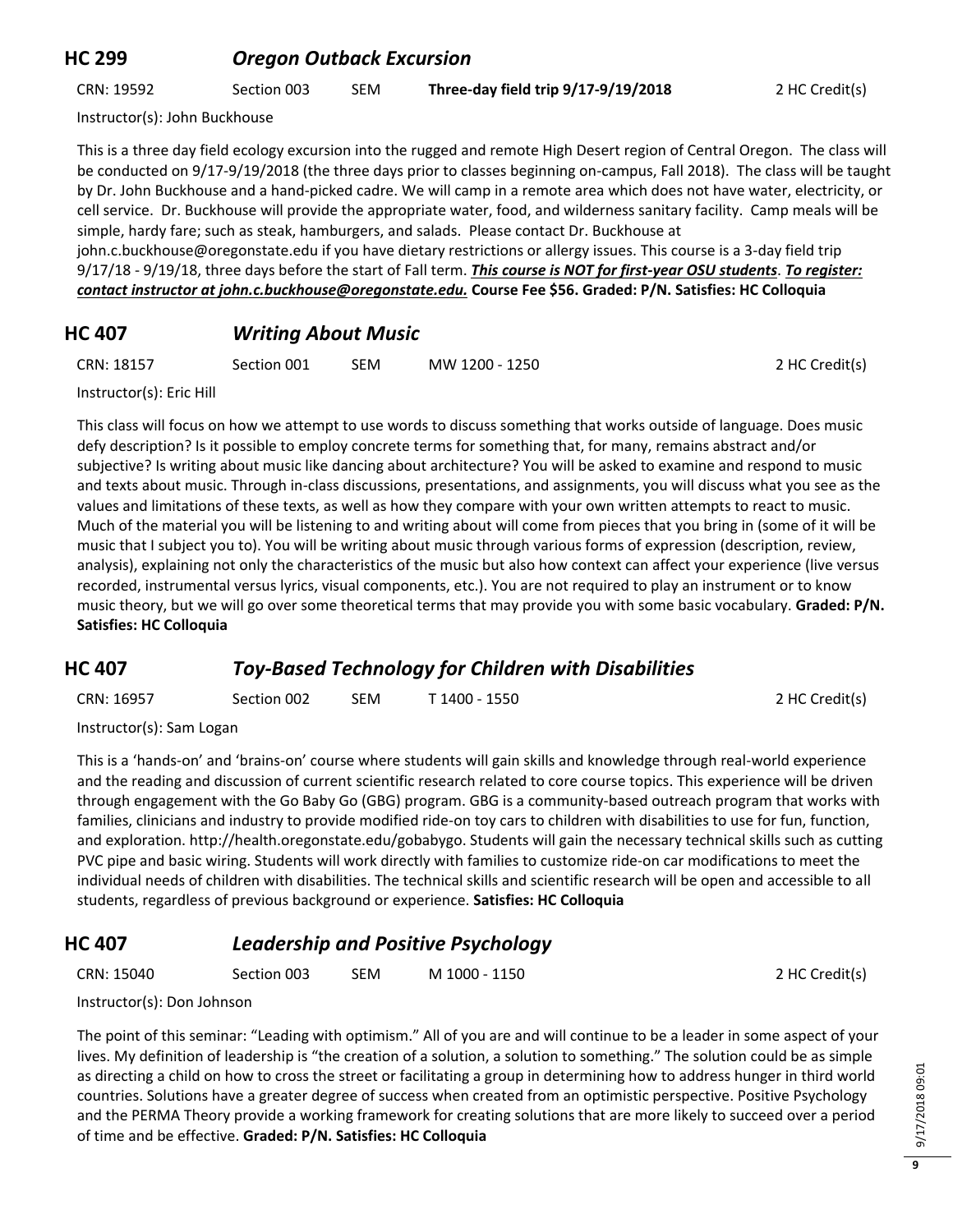## HC 299 *Oregon Outback Excursion*

CRN: 19592 | Section 003 | SEM | **Three-day field trip 9/17-9/19/2018** | 2 HC Credit(s)

Instructor(s): John Buckhouse

This is a three day field ecology excursion into the rugged and remote High Desert region of Central Oregon. The class will be conducted on 9/17-9/19/2018 (the three days prior to classes beginning on-campus, Fall 2018). The class will be taught by Dr. John Buckhouse and a hand-picked cadre. We will camp in a remote area which does not have water, electricity, or cell service. Dr. Buckhouse will provide the appropriate water, food, and wilderness sanitary facility. Camp meals will be simple, hardy fare; such as steak, hamburgers, and salads. Please contact Dr. Buckhouse at john.c.buckhouse@oregonstate.edu if you have dietary restrictions or allergy issues. This course is a 3-day field trip 9/17/18 - 9/19/18, three days before the start of Fall term. ***This course is NOT for first-year OSU students***. ***To register: contact instructor at john.c.buckhouse@oregonstate.edu.*** **Course Fee $56. Graded: P/N. Satisfies: HC Colloquia**

## HC 407 *Writing About Music*

CRN: 18157 | Section 001 | SEM | MW 1200 - 1250 | 2 HC Credit(s)

Instructor(s): Eric Hill

This class will focus on how we attempt to use words to discuss something that works outside of language. Does music defy description? Is it possible to employ concrete terms for something that, for many, remains abstract and/or subjective? Is writing about music like dancing about architecture? You will be asked to examine and respond to music and texts about music. Through in-class discussions, presentations, and assignments, you will discuss what you see as the values and limitations of these texts, as well as how they compare with your own written attempts to react to music. Much of the material you will be listening to and writing about will come from pieces that you bring in (some of it will be music that I subject you to). You will be writing about music through various forms of expression (description, review, analysis), explaining not only the characteristics of the music but also how context can affect your experience (live versus recorded, instrumental versus lyrics, visual components, etc.). You are not required to play an instrument or to know music theory, but we will go over some theoretical terms that may provide you with some basic vocabulary. **Graded: P/N. Satisfies: HC Colloquia**

## HC 407 *Toy-Based Technology for Children with Disabilities*

CRN: 16957 | Section 002 | SEM | T 1400 - 1550 | 2 HC Credit(s)

Instructor(s): Sam Logan

This is a 'hands-on' and 'brains-on' course where students will gain skills and knowledge through real-world experience and the reading and discussion of current scientific research related to core course topics. This experience will be driven through engagement with the Go Baby Go (GBG) program. GBG is a community-based outreach program that works with families, clinicians and industry to provide modified ride-on toy cars to children with disabilities to use for fun, function, and exploration. http://health.oregonstate.edu/gobabygo. Students will gain the necessary technical skills such as cutting PVC pipe and basic wiring. Students will work directly with families to customize ride-on car modifications to meet the individual needs of children with disabilities. The technical skills and scientific research will be open and accessible to all students, regardless of previous background or experience. **Satisfies: HC Colloquia**

## HC 407 *Leadership and Positive Psychology*

CRN: 15040 | Section 003 | SEM | M 1000 - 1150 | 2 HC Credit(s)

Instructor(s): Don Johnson

The point of this seminar: "Leading with optimism." All of you are and will continue to be a leader in some aspect of your lives. My definition of leadership is "the creation of a solution, a solution to something." The solution could be as simple as directing a child on how to cross the street or facilitating a group in determining how to address hunger in third world countries. Solutions have a greater degree of success when created from an optimistic perspective. Positive Psychology and the PERMA Theory provide a working framework for creating solutions that are more likely to succeed over a period of time and be effective. **Graded: P/N. Satisfies: HC Colloquia**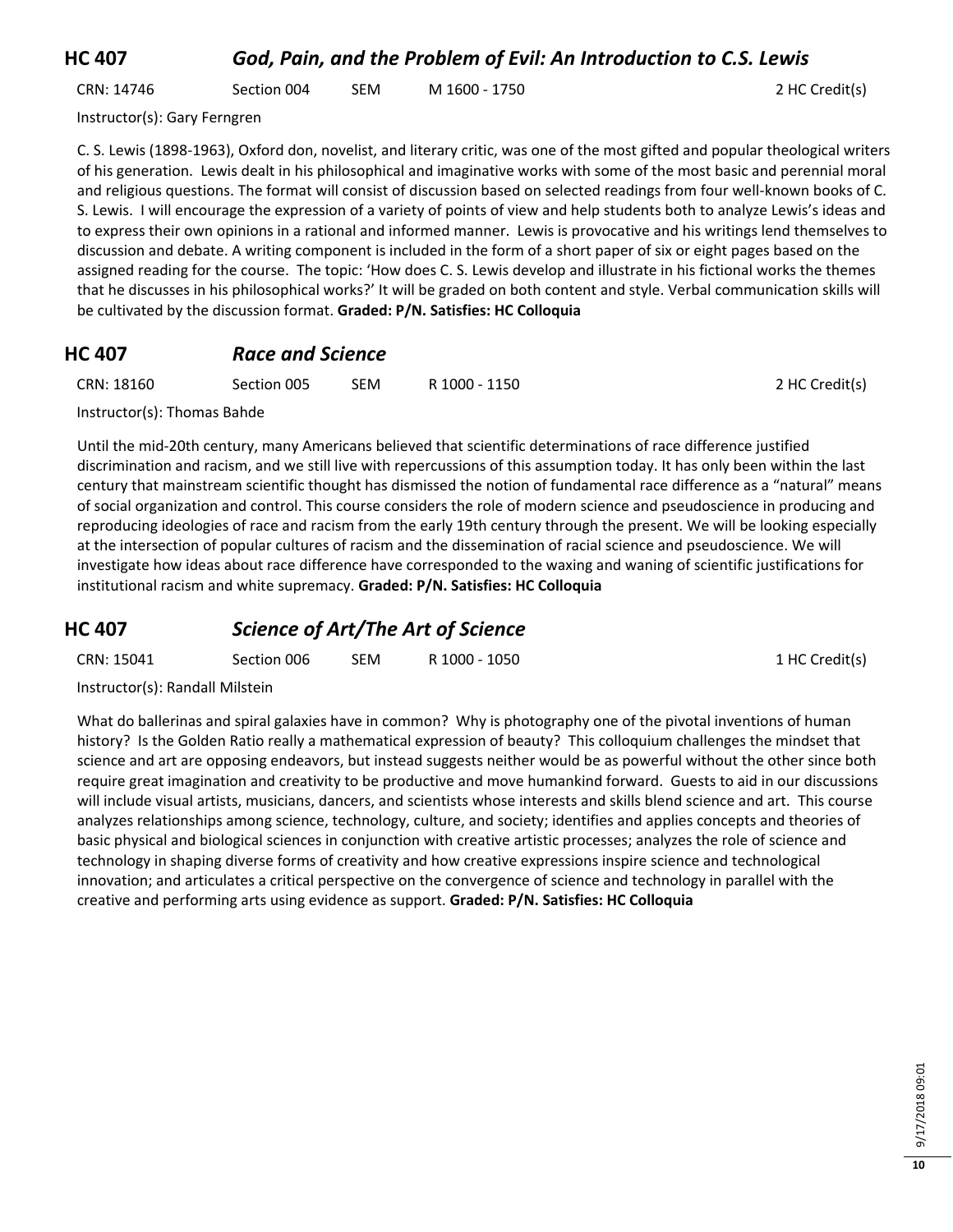## HC 407 *God, Pain, and the Problem of Evil: An Introduction to C.S. Lewis*

CRN: 14746 Section 004 SEM M 1600 - 1750 2 HC Credit(s)

Instructor(s): Gary Ferngren

C. S. Lewis (1898-1963), Oxford don, novelist, and literary critic, was one of the most gifted and popular theological writers of his generation. Lewis dealt in his philosophical and imaginative works with some of the most basic and perennial moral and religious questions. The format will consist of discussion based on selected readings from four well-known books of C. S. Lewis. I will encourage the expression of a variety of points of view and help students both to analyze Lewis's ideas and to express their own opinions in a rational and informed manner. Lewis is provocative and his writings lend themselves to discussion and debate. A writing component is included in the form of a short paper of six or eight pages based on the assigned reading for the course. The topic: 'How does C. S. Lewis develop and illustrate in his fictional works the themes that he discusses in his philosophical works?' It will be graded on both content and style. Verbal communication skills will be cultivated by the discussion format. **Graded: P/N. Satisfies: HC Colloquia**

## HC 407 *Race and Science*

CRN: 18160 Section 005 SEM R 1000 - 1150 2 HC Credit(s)

Instructor(s): Thomas Bahde

Until the mid-20th century, many Americans believed that scientific determinations of race difference justified discrimination and racism, and we still live with repercussions of this assumption today. It has only been within the last century that mainstream scientific thought has dismissed the notion of fundamental race difference as a "natural" means of social organization and control. This course considers the role of modern science and pseudoscience in producing and reproducing ideologies of race and racism from the early 19th century through the present. We will be looking especially at the intersection of popular cultures of racism and the dissemination of racial science and pseudoscience. We will investigate how ideas about race difference have corresponded to the waxing and waning of scientific justifications for institutional racism and white supremacy. **Graded: P/N. Satisfies: HC Colloquia**

## HC 407 *Science of Art/The Art of Science*

CRN: 15041 Section 006 SEM R 1000 - 1050 1 HC Credit(s)

Instructor(s): Randall Milstein

What do ballerinas and spiral galaxies have in common? Why is photography one of the pivotal inventions of human history? Is the Golden Ratio really a mathematical expression of beauty? This colloquium challenges the mindset that science and art are opposing endeavors, but instead suggests neither would be as powerful without the other since both require great imagination and creativity to be productive and move humankind forward. Guests to aid in our discussions will include visual artists, musicians, dancers, and scientists whose interests and skills blend science and art. This course analyzes relationships among science, technology, culture, and society; identifies and applies concepts and theories of basic physical and biological sciences in conjunction with creative artistic processes; analyzes the role of science and technology in shaping diverse forms of creativity and how creative expressions inspire science and technological innovation; and articulates a critical perspective on the convergence of science and technology in parallel with the creative and performing arts using evidence as support. **Graded: P/N. Satisfies: HC Colloquia**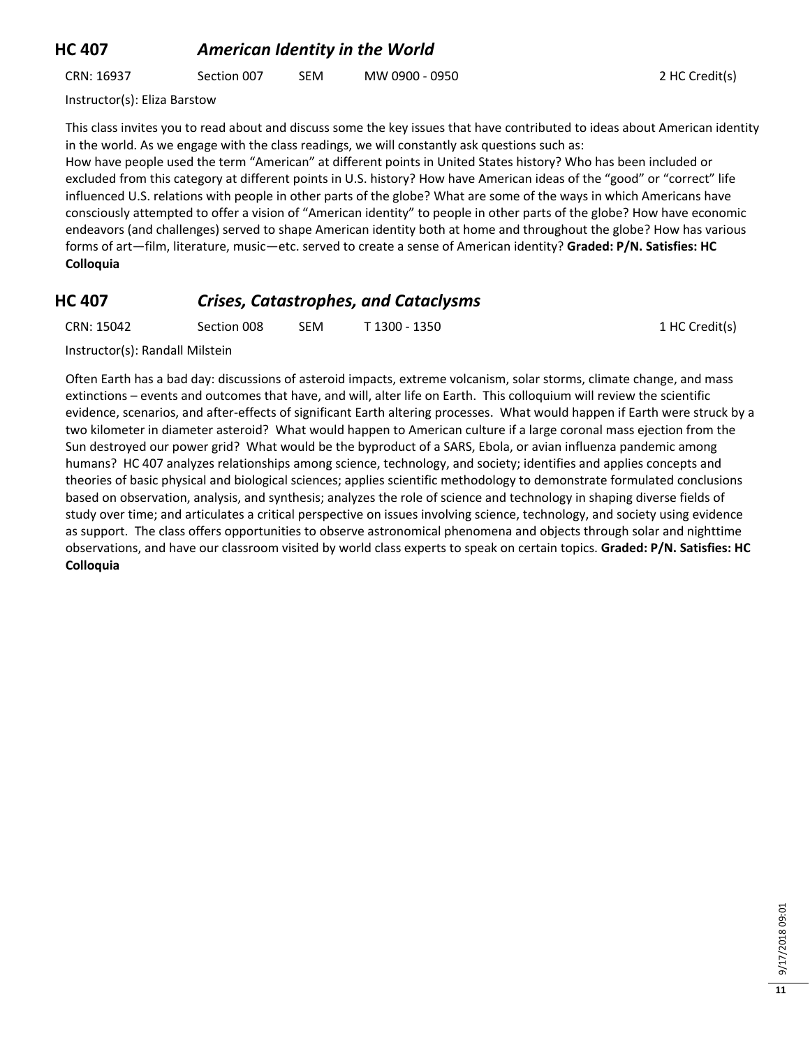## HC 407 *American Identity in the World*

CRN: 16937 | Section 007 | SEM | MW 0900 - 0950 | 2 HC Credit(s)

Instructor(s): Eliza Barstow

This class invites you to read about and discuss some the key issues that have contributed to ideas about American identity in the world. As we engage with the class readings, we will constantly ask questions such as:
How have people used the term "American" at different points in United States history? Who has been included or excluded from this category at different points in U.S. history? How have American ideas of the "good" or "correct" life influenced U.S. relations with people in other parts of the globe? What are some of the ways in which Americans have consciously attempted to offer a vision of "American identity" to people in other parts of the globe? How have economic endeavors (and challenges) served to shape American identity both at home and throughout the globe? How has various forms of art—film, literature, music—etc. served to create a sense of American identity? **Graded: P/N. Satisfies: HC Colloquia**

## HC 407 *Crises, Catastrophes, and Cataclysms*

CRN: 15042 | Section 008 | SEM | T 1300 - 1350 | 1 HC Credit(s)

Instructor(s): Randall Milstein

Often Earth has a bad day: discussions of asteroid impacts, extreme volcanism, solar storms, climate change, and mass extinctions – events and outcomes that have, and will, alter life on Earth. This colloquium will review the scientific evidence, scenarios, and after-effects of significant Earth altering processes. What would happen if Earth were struck by a two kilometer in diameter asteroid? What would happen to American culture if a large coronal mass ejection from the Sun destroyed our power grid? What would be the byproduct of a SARS, Ebola, or avian influenza pandemic among humans? HC 407 analyzes relationships among science, technology, and society; identifies and applies concepts and theories of basic physical and biological sciences; applies scientific methodology to demonstrate formulated conclusions based on observation, analysis, and synthesis; analyzes the role of science and technology in shaping diverse fields of study over time; and articulates a critical perspective on issues involving science, technology, and society using evidence as support. The class offers opportunities to observe astronomical phenomena and objects through solar and nighttime observations, and have our classroom visited by world class experts to speak on certain topics. **Graded: P/N. Satisfies: HC Colloquia**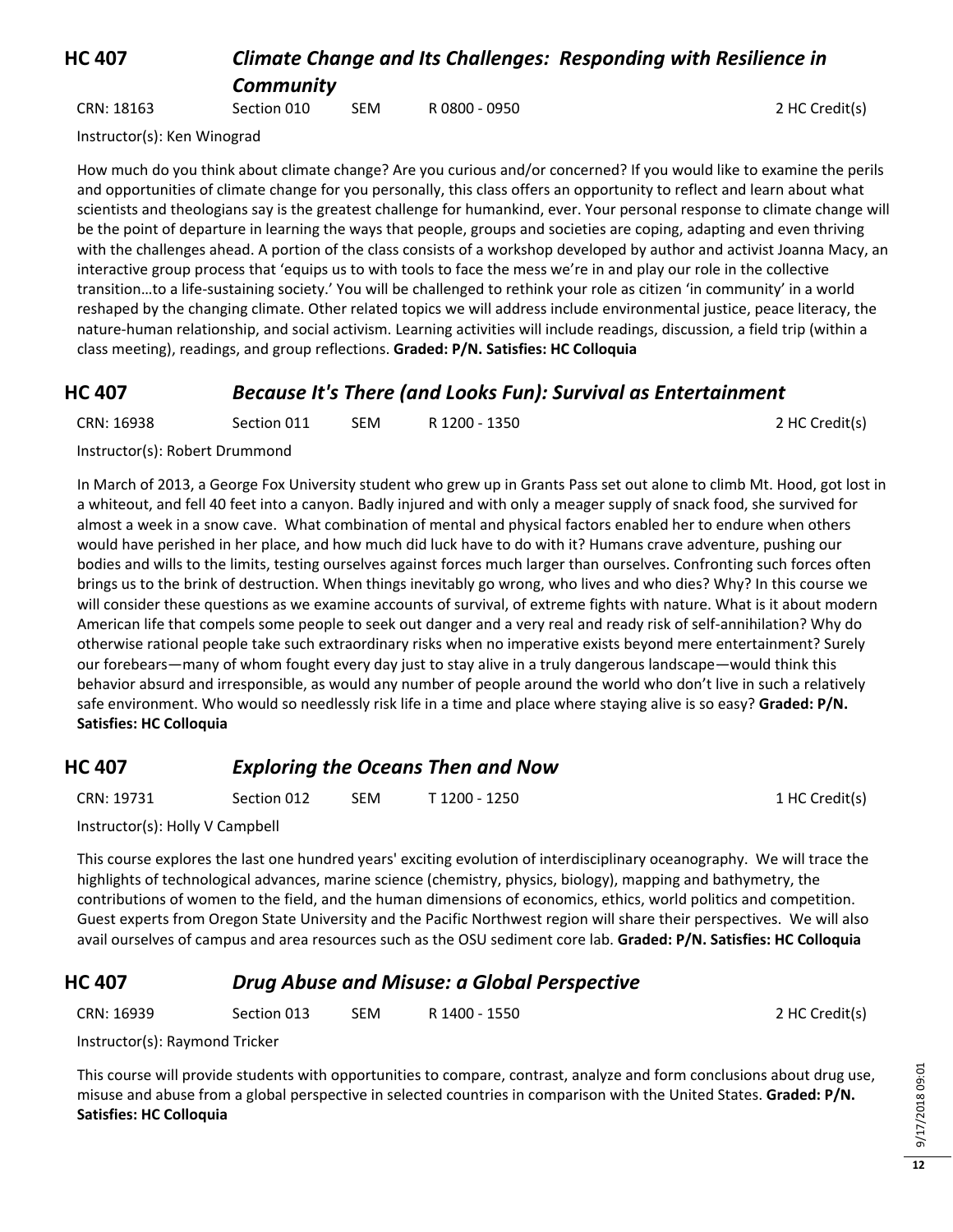## HC 407 *Climate Change and Its Challenges: Responding with Resilience in Community*

CRN: 18163 Section 010 SEM R 0800 - 0950 2 HC Credit(s)

Instructor(s): Ken Winograd

How much do you think about climate change? Are you curious and/or concerned? If you would like to examine the perils and opportunities of climate change for you personally, this class offers an opportunity to reflect and learn about what scientists and theologians say is the greatest challenge for humankind, ever. Your personal response to climate change will be the point of departure in learning the ways that people, groups and societies are coping, adapting and even thriving with the challenges ahead. A portion of the class consists of a workshop developed by author and activist Joanna Macy, an interactive group process that 'equips us to with tools to face the mess we're in and play our role in the collective transition…to a life-sustaining society.' You will be challenged to rethink your role as citizen 'in community' in a world reshaped by the changing climate. Other related topics we will address include environmental justice, peace literacy, the nature-human relationship, and social activism. Learning activities will include readings, discussion, a field trip (within a class meeting), readings, and group reflections. **Graded: P/N. Satisfies: HC Colloquia**

## HC 407 *Because It's There (and Looks Fun): Survival as Entertainment*

CRN: 16938 Section 011 SEM R 1200 - 1350 2 HC Credit(s)

Instructor(s): Robert Drummond

In March of 2013, a George Fox University student who grew up in Grants Pass set out alone to climb Mt. Hood, got lost in a whiteout, and fell 40 feet into a canyon. Badly injured and with only a meager supply of snack food, she survived for almost a week in a snow cave. What combination of mental and physical factors enabled her to endure when others would have perished in her place, and how much did luck have to do with it? Humans crave adventure, pushing our bodies and wills to the limits, testing ourselves against forces much larger than ourselves. Confronting such forces often brings us to the brink of destruction. When things inevitably go wrong, who lives and who dies? Why? In this course we will consider these questions as we examine accounts of survival, of extreme fights with nature. What is it about modern American life that compels some people to seek out danger and a very real and ready risk of self-annihilation? Why do otherwise rational people take such extraordinary risks when no imperative exists beyond mere entertainment? Surely our forebears—many of whom fought every day just to stay alive in a truly dangerous landscape—would think this behavior absurd and irresponsible, as would any number of people around the world who don't live in such a relatively safe environment. Who would so needlessly risk life in a time and place where staying alive is so easy? **Graded: P/N. Satisfies: HC Colloquia**

## HC 407 *Exploring the Oceans Then and Now*

CRN: 19731 Section 012 SEM T 1200 - 1250 1 HC Credit(s)

Instructor(s): Holly V Campbell

This course explores the last one hundred years' exciting evolution of interdisciplinary oceanography. We will trace the highlights of technological advances, marine science (chemistry, physics, biology), mapping and bathymetry, the contributions of women to the field, and the human dimensions of economics, ethics, world politics and competition. Guest experts from Oregon State University and the Pacific Northwest region will share their perspectives. We will also avail ourselves of campus and area resources such as the OSU sediment core lab. **Graded: P/N. Satisfies: HC Colloquia**

## HC 407 *Drug Abuse and Misuse: a Global Perspective*

CRN: 16939 Section 013 SEM R 1400 - 1550 2 HC Credit(s)

Instructor(s): Raymond Tricker

This course will provide students with opportunities to compare, contrast, analyze and form conclusions about drug use, misuse and abuse from a global perspective in selected countries in comparison with the United States. **Graded: P/N. Satisfies: HC Colloquia**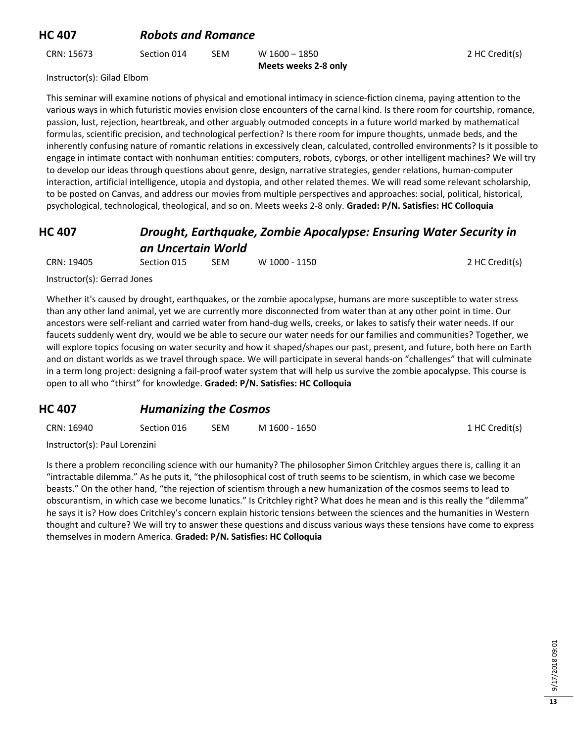## HC 407 *Robots and Romance*

CRN: 15673 Section 014 SEM W 1600 – 1850 2 HC Credit(s)
**Meets weeks 2-8 only**

Instructor(s): Gilad Elbom

This seminar will examine notions of physical and emotional intimacy in science-fiction cinema, paying attention to the various ways in which futuristic movies envision close encounters of the carnal kind. Is there room for courtship, romance, passion, lust, rejection, heartbreak, and other arguably outmoded concepts in a future world marked by mathematical formulas, scientific precision, and technological perfection? Is there room for impure thoughts, unmade beds, and the inherently confusing nature of romantic relations in excessively clean, calculated, controlled environments? Is it possible to engage in intimate contact with nonhuman entities: computers, robots, cyborgs, or other intelligent machines? We will try to develop our ideas through questions about genre, design, narrative strategies, gender relations, human-computer interaction, artificial intelligence, utopia and dystopia, and other related themes. We will read some relevant scholarship, to be posted on Canvas, and address our movies from multiple perspectives and approaches: social, political, historical, psychological, technological, theological, and so on. Meets weeks 2-8 only. **Graded: P/N. Satisfies: HC Colloquia**

## HC 407 *Drought, Earthquake, Zombie Apocalypse: Ensuring Water Security in an Uncertain World*

CRN: 19405 Section 015 SEM W 1000 - 1150 2 HC Credit(s)

Instructor(s): Gerrad Jones

Whether it's caused by drought, earthquakes, or the zombie apocalypse, humans are more susceptible to water stress than any other land animal, yet we are currently more disconnected from water than at any other point in time. Our ancestors were self-reliant and carried water from hand-dug wells, creeks, or lakes to satisfy their water needs. If our faucets suddenly went dry, would we be able to secure our water needs for our families and communities? Together, we will explore topics focusing on water security and how it shaped/shapes our past, present, and future, both here on Earth and on distant worlds as we travel through space. We will participate in several hands-on "challenges" that will culminate in a term long project: designing a fail-proof water system that will help us survive the zombie apocalypse. This course is open to all who "thirst" for knowledge. **Graded: P/N. Satisfies: HC Colloquia**

## HC 407 *Humanizing the Cosmos*

CRN: 16940 Section 016 SEM M 1600 - 1650 1 HC Credit(s)

Instructor(s): Paul Lorenzini

Is there a problem reconciling science with our humanity? The philosopher Simon Critchley argues there is, calling it an "intractable dilemma." As he puts it, "the philosophical cost of truth seems to be scientism, in which case we become beasts." On the other hand, "the rejection of scientism through a new humanization of the cosmos seems to lead to obscurantism, in which case we become lunatics." Is Critchley right? What does he mean and is this really the "dilemma" he says it is? How does Critchley's concern explain historic tensions between the sciences and the humanities in Western thought and culture? We will try to answer these questions and discuss various ways these tensions have come to express themselves in modern America. **Graded: P/N. Satisfies: HC Colloquia**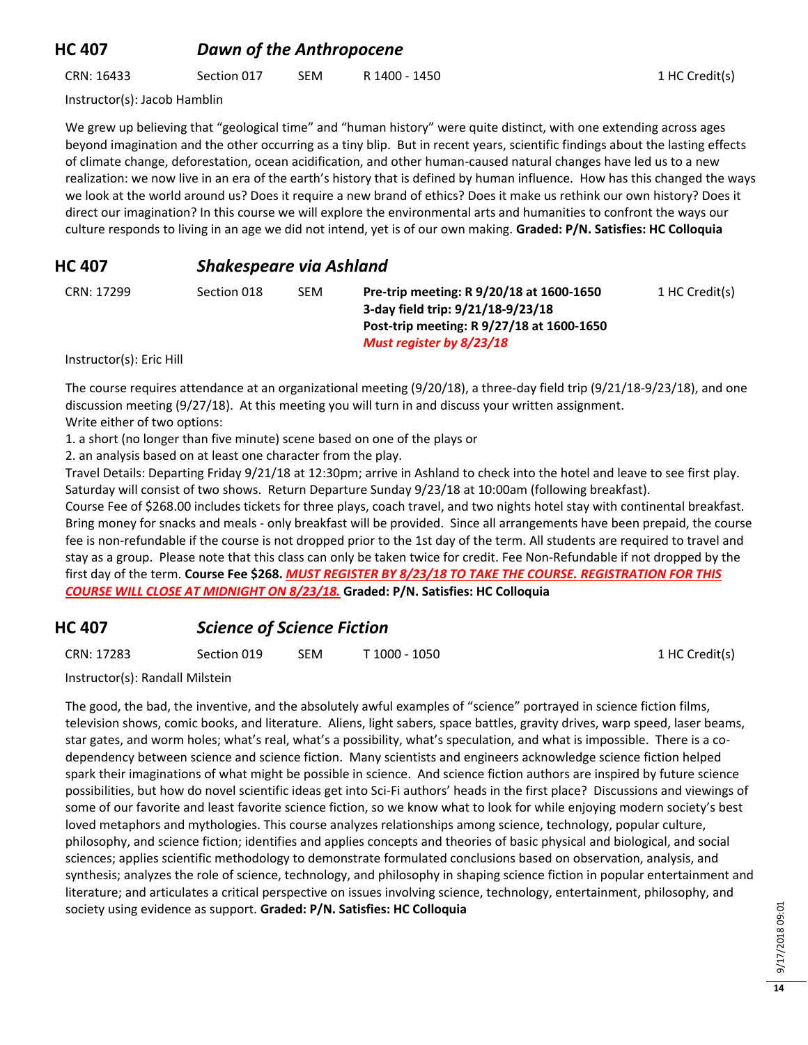## HC 407 *Dawn of the Anthropocene*

CRN: 16433 Section 017 SEM R 1400 - 1450 1 HC Credit(s)

Instructor(s): Jacob Hamblin

We grew up believing that "geological time" and "human history" were quite distinct, with one extending across ages beyond imagination and the other occurring as a tiny blip. But in recent years, scientific findings about the lasting effects of climate change, deforestation, ocean acidification, and other human-caused natural changes have led us to a new realization: we now live in an era of the earth's history that is defined by human influence. How has this changed the ways we look at the world around us? Does it require a new brand of ethics? Does it make us rethink our own history? Does it direct our imagination? In this course we will explore the environmental arts and humanities to confront the ways our culture responds to living in an age we did not intend, yet is of our own making. **Graded: P/N. Satisfies: HC Colloquia**

## HC 407 *Shakespeare via Ashland*

CRN: 17299 Section 018 SEM **Pre-trip meeting: R 9/20/18 at 1600-1650** **3-day field trip: 9/21/18-9/23/18** **Post-trip meeting: R 9/27/18 at 1600-1650** ***Must register by 8/23/18*** 1 HC Credit(s)

Instructor(s): Eric Hill

The course requires attendance at an organizational meeting (9/20/18), a three-day field trip (9/21/18-9/23/18), and one discussion meeting (9/27/18). At this meeting you will turn in and discuss your written assignment.
Write either of two options:

1. a short (no longer than five minute) scene based on one of the plays or
2. an analysis based on at least one character from the play.

Travel Details: Departing Friday 9/21/18 at 12:30pm; arrive in Ashland to check into the hotel and leave to see first play. Saturday will consist of two shows. Return Departure Sunday 9/23/18 at 10:00am (following breakfast).
Course Fee of $268.00 includes tickets for three plays, coach travel, and two nights hotel stay with continental breakfast. Bring money for snacks and meals - only breakfast will be provided. Since all arrangements have been prepaid, the course fee is non-refundable if the course is not dropped prior to the 1st day of the term. All students are required to travel and stay as a group. Please note that this class can only be taken twice for credit. Fee Non-Refundable if not dropped by the first day of the term. **Course Fee $268.** ***MUST REGISTER BY 8/23/18 TO TAKE THE COURSE. REGISTRATION FOR THIS COURSE WILL CLOSE AT MIDNIGHT ON 8/23/18.*** **Graded: P/N. Satisfies: HC Colloquia**

## HC 407 *Science of Science Fiction*

CRN: 17283 Section 019 SEM T 1000 - 1050 1 HC Credit(s)

Instructor(s): Randall Milstein

The good, the bad, the inventive, and the absolutely awful examples of "science" portrayed in science fiction films, television shows, comic books, and literature. Aliens, light sabers, space battles, gravity drives, warp speed, laser beams, star gates, and worm holes; what's real, what's a possibility, what's speculation, and what is impossible. There is a co-dependency between science and science fiction. Many scientists and engineers acknowledge science fiction helped spark their imaginations of what might be possible in science. And science fiction authors are inspired by future science possibilities, but how do novel scientific ideas get into Sci-Fi authors' heads in the first place? Discussions and viewings of some of our favorite and least favorite science fiction, so we know what to look for while enjoying modern society's best loved metaphors and mythologies. This course analyzes relationships among science, technology, popular culture, philosophy, and science fiction; identifies and applies concepts and theories of basic physical and biological, and social sciences; applies scientific methodology to demonstrate formulated conclusions based on observation, analysis, and synthesis; analyzes the role of science, technology, and philosophy in shaping science fiction in popular entertainment and literature; and articulates a critical perspective on issues involving science, technology, entertainment, philosophy, and society using evidence as support. **Graded: P/N. Satisfies: HC Colloquia**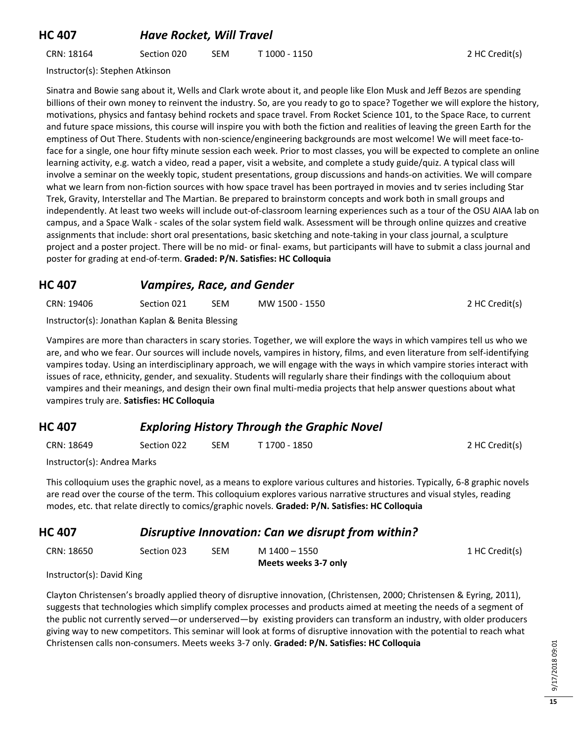## HC 407 *Have Rocket, Will Travel*

CRN: 18164 Section 020 SEM T 1000 - 1150 2 HC Credit(s)

Instructor(s): Stephen Atkinson

Sinatra and Bowie sang about it, Wells and Clark wrote about it, and people like Elon Musk and Jeff Bezos are spending billions of their own money to reinvent the industry. So, are you ready to go to space? Together we will explore the history, motivations, physics and fantasy behind rockets and space travel. From Rocket Science 101, to the Space Race, to current and future space missions, this course will inspire you with both the fiction and realities of leaving the green Earth for the emptiness of Out There. Students with non-science/engineering backgrounds are most welcome! We will meet face-to-face for a single, one hour fifty minute session each week. Prior to most classes, you will be expected to complete an online learning activity, e.g. watch a video, read a paper, visit a website, and complete a study guide/quiz. A typical class will involve a seminar on the weekly topic, student presentations, group discussions and hands-on activities. We will compare what we learn from non-fiction sources with how space travel has been portrayed in movies and tv series including Star Trek, Gravity, Interstellar and The Martian. Be prepared to brainstorm concepts and work both in small groups and independently. At least two weeks will include out-of-classroom learning experiences such as a tour of the OSU AIAA lab on campus, and a Space Walk - scales of the solar system field walk. Assessment will be through online quizzes and creative assignments that include: short oral presentations, basic sketching and note-taking in your class journal, a sculpture project and a poster project. There will be no mid- or final- exams, but participants will have to submit a class journal and poster for grading at end-of-term. **Graded: P/N. Satisfies: HC Colloquia**

## HC 407 *Vampires, Race, and Gender*

CRN: 19406 Section 021 SEM MW 1500 - 1550 2 HC Credit(s)

Instructor(s): Jonathan Kaplan & Benita Blessing

Vampires are more than characters in scary stories. Together, we will explore the ways in which vampires tell us who we are, and who we fear. Our sources will include novels, vampires in history, films, and even literature from self-identifying vampires today. Using an interdisciplinary approach, we will engage with the ways in which vampire stories interact with issues of race, ethnicity, gender, and sexuality. Students will regularly share their findings with the colloquium about vampires and their meanings, and design their own final multi-media projects that help answer questions about what vampires truly are. **Satisfies: HC Colloquia**

## HC 407 *Exploring History Through the Graphic Novel*

CRN: 18649 Section 022 SEM T 1700 - 1850 2 HC Credit(s)

Instructor(s): Andrea Marks

This colloquium uses the graphic novel, as a means to explore various cultures and histories. Typically, 6-8 graphic novels are read over the course of the term. This colloquium explores various narrative structures and visual styles, reading modes, etc. that relate directly to comics/graphic novels. **Graded: P/N. Satisfies: HC Colloquia**

## HC 407 *Disruptive Innovation: Can we disrupt from within?*

CRN: 18650 Section 023 SEM M 1400 – 1550 1 HC Credit(s)
**Meets weeks 3-7 only**

Instructor(s): David King

Clayton Christensen's broadly applied theory of disruptive innovation, (Christensen, 2000; Christensen & Eyring, 2011), suggests that technologies which simplify complex processes and products aimed at meeting the needs of a segment of the public not currently served—or underserved—by existing providers can transform an industry, with older producers giving way to new competitors. This seminar will look at forms of disruptive innovation with the potential to reach what Christensen calls non-consumers. Meets weeks 3-7 only. **Graded: P/N. Satisfies: HC Colloquia**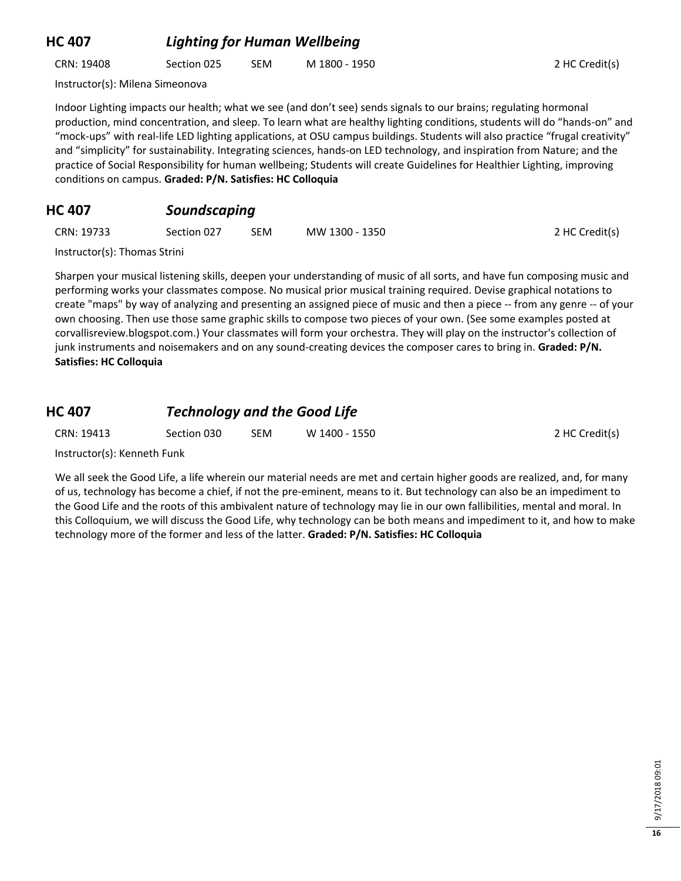## HC 407 *Lighting for Human Wellbeing*

CRN: 19408 Section 025 SEM M 1800 - 1950 2 HC Credit(s)

Instructor(s): Milena Simeonova

Indoor Lighting impacts our health; what we see (and don't see) sends signals to our brains; regulating hormonal production, mind concentration, and sleep. To learn what are healthy lighting conditions, students will do "hands-on" and "mock-ups" with real-life LED lighting applications, at OSU campus buildings. Students will also practice "frugal creativity" and "simplicity" for sustainability. Integrating sciences, hands-on LED technology, and inspiration from Nature; and the practice of Social Responsibility for human wellbeing; Students will create Guidelines for Healthier Lighting, improving conditions on campus. **Graded: P/N. Satisfies: HC Colloquia**

## HC 407 *Soundscaping*

CRN: 19733 Section 027 SEM MW 1300 - 1350 2 HC Credit(s)

Instructor(s): Thomas Strini

Sharpen your musical listening skills, deepen your understanding of music of all sorts, and have fun composing music and performing works your classmates compose. No musical prior musical training required. Devise graphical notations to create "maps" by way of analyzing and presenting an assigned piece of music and then a piece -- from any genre -- of your own choosing. Then use those same graphic skills to compose two pieces of your own. (See some examples posted at corvallisreview.blogspot.com.) Your classmates will form your orchestra. They will play on the instructor's collection of junk instruments and noisemakers and on any sound-creating devices the composer cares to bring in. **Graded: P/N. Satisfies: HC Colloquia**

## HC 407 *Technology and the Good Life*

CRN: 19413 Section 030 SEM W 1400 - 1550 2 HC Credit(s)

Instructor(s): Kenneth Funk

We all seek the Good Life, a life wherein our material needs are met and certain higher goods are realized, and, for many of us, technology has become a chief, if not the pre-eminent, means to it. But technology can also be an impediment to the Good Life and the roots of this ambivalent nature of technology may lie in our own fallibilities, mental and moral. In this Colloquium, we will discuss the Good Life, why technology can be both means and impediment to it, and how to make technology more of the former and less of the latter. **Graded: P/N. Satisfies: HC Colloquia**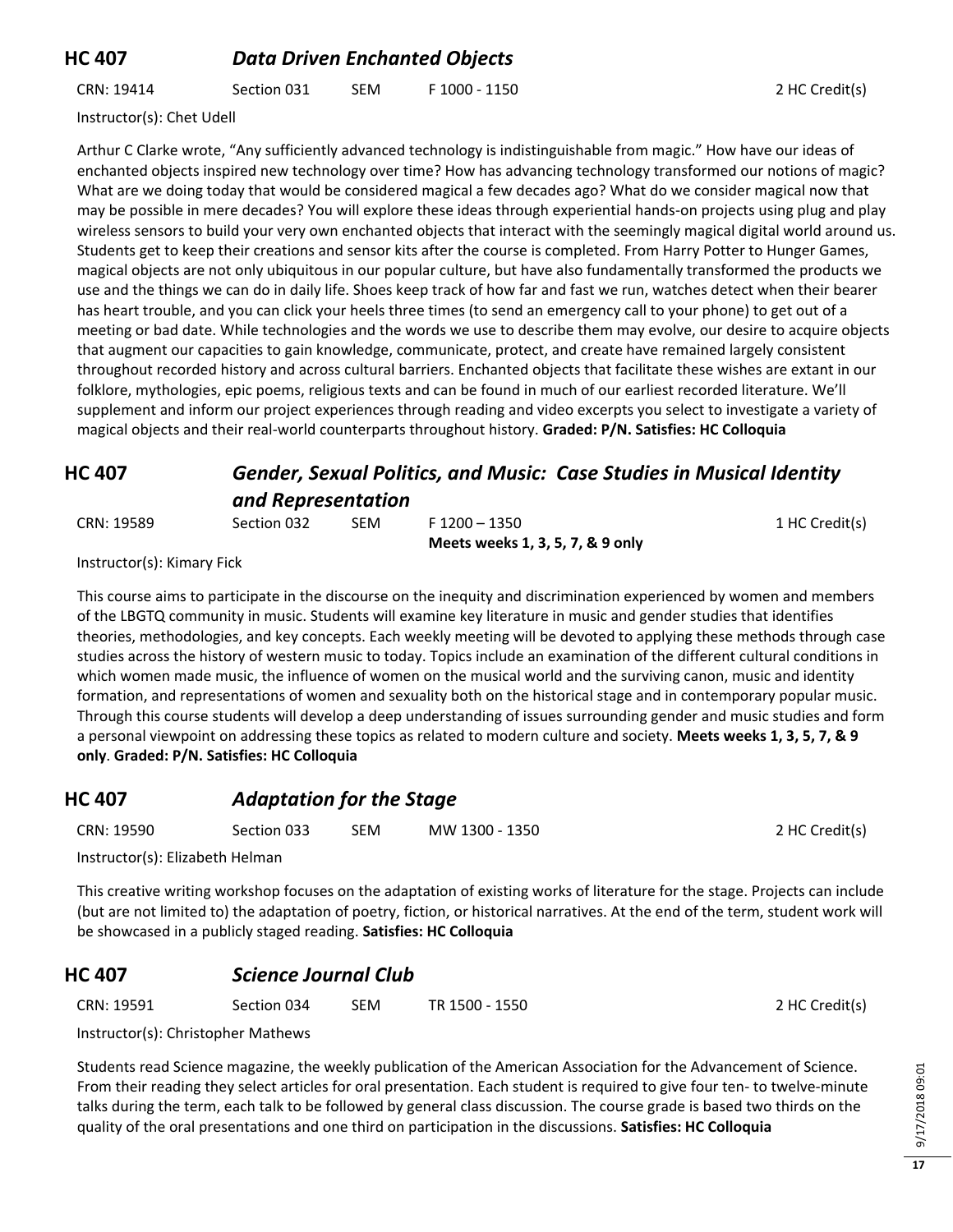## HC 407 *Data Driven Enchanted Objects*

CRN: 19414 Section 031 SEM F 1000 - 1150 2 HC Credit(s)

Instructor(s): Chet Udell

Arthur C Clarke wrote, "Any sufficiently advanced technology is indistinguishable from magic." How have our ideas of enchanted objects inspired new technology over time? How has advancing technology transformed our notions of magic? What are we doing today that would be considered magical a few decades ago? What do we consider magical now that may be possible in mere decades? You will explore these ideas through experiential hands-on projects using plug and play wireless sensors to build your very own enchanted objects that interact with the seemingly magical digital world around us. Students get to keep their creations and sensor kits after the course is completed. From Harry Potter to Hunger Games, magical objects are not only ubiquitous in our popular culture, but have also fundamentally transformed the products we use and the things we can do in daily life. Shoes keep track of how far and fast we run, watches detect when their bearer has heart trouble, and you can click your heels three times (to send an emergency call to your phone) to get out of a meeting or bad date. While technologies and the words we use to describe them may evolve, our desire to acquire objects that augment our capacities to gain knowledge, communicate, protect, and create have remained largely consistent throughout recorded history and across cultural barriers. Enchanted objects that facilitate these wishes are extant in our folklore, mythologies, epic poems, religious texts and can be found in much of our earliest recorded literature. We'll supplement and inform our project experiences through reading and video excerpts you select to investigate a variety of magical objects and their real-world counterparts throughout history. **Graded: P/N. Satisfies: HC Colloquia**

## HC 407 *Gender, Sexual Politics, and Music: Case Studies in Musical Identity and Representation*

CRN: 19589 Section 032 SEM F 1200 – 1350 1 HC Credit(s)
**Meets weeks 1, 3, 5, 7, & 9 only**

Instructor(s): Kimary Fick

This course aims to participate in the discourse on the inequity and discrimination experienced by women and members of the LBGTQ community in music. Students will examine key literature in music and gender studies that identifies theories, methodologies, and key concepts. Each weekly meeting will be devoted to applying these methods through case studies across the history of western music to today. Topics include an examination of the different cultural conditions in which women made music, the influence of women on the musical world and the surviving canon, music and identity formation, and representations of women and sexuality both on the historical stage and in contemporary popular music. Through this course students will develop a deep understanding of issues surrounding gender and music studies and form a personal viewpoint on addressing these topics as related to modern culture and society. **Meets weeks 1, 3, 5, 7, & 9 only**. **Graded: P/N. Satisfies: HC Colloquia**

## HC 407 *Adaptation for the Stage*

CRN: 19590 Section 033 SEM MW 1300 - 1350 2 HC Credit(s)

Instructor(s): Elizabeth Helman

This creative writing workshop focuses on the adaptation of existing works of literature for the stage. Projects can include (but are not limited to) the adaptation of poetry, fiction, or historical narratives. At the end of the term, student work will be showcased in a publicly staged reading. **Satisfies: HC Colloquia**

## HC 407 *Science Journal Club*

CRN: 19591 Section 034 SEM TR 1500 - 1550 2 HC Credit(s)

Instructor(s): Christopher Mathews

Students read Science magazine, the weekly publication of the American Association for the Advancement of Science. From their reading they select articles for oral presentation. Each student is required to give four ten- to twelve-minute talks during the term, each talk to be followed by general class discussion. The course grade is based two thirds on the quality of the oral presentations and one third on participation in the discussions. **Satisfies: HC Colloquia**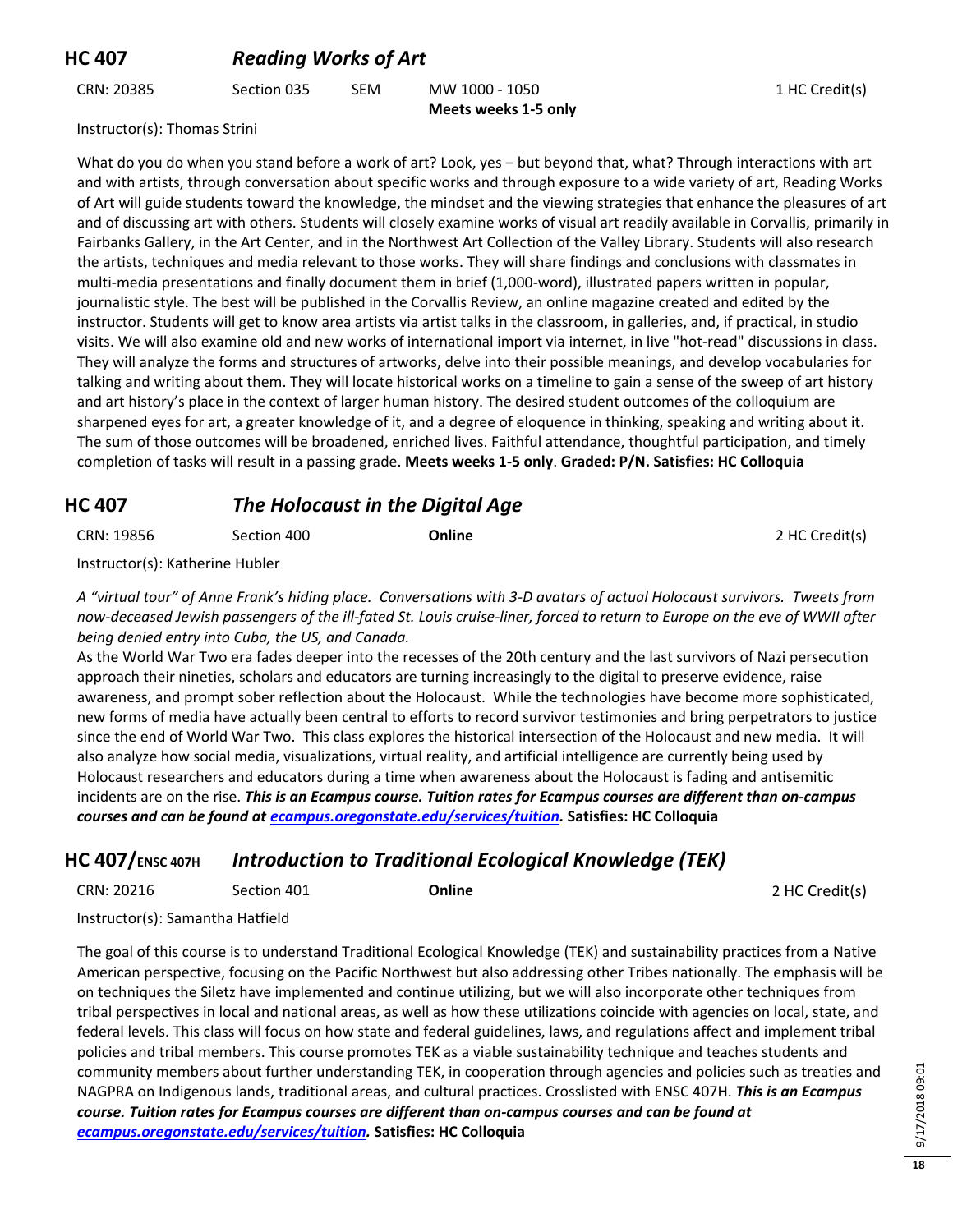## HC 407 *Reading Works of Art*

CRN: 20385 Section 035 SEM MW 1000 - 1050 **Meets weeks 1-5 only** 1 HC Credit(s)

Instructor(s): Thomas Strini

What do you do when you stand before a work of art? Look, yes – but beyond that, what? Through interactions with art and with artists, through conversation about specific works and through exposure to a wide variety of art, Reading Works of Art will guide students toward the knowledge, the mindset and the viewing strategies that enhance the pleasures of art and of discussing art with others. Students will closely examine works of visual art readily available in Corvallis, primarily in Fairbanks Gallery, in the Art Center, and in the Northwest Art Collection of the Valley Library. Students will also research the artists, techniques and media relevant to those works. They will share findings and conclusions with classmates in multi-media presentations and finally document them in brief (1,000-word), illustrated papers written in popular, journalistic style. The best will be published in the Corvallis Review, an online magazine created and edited by the instructor. Students will get to know area artists via artist talks in the classroom, in galleries, and, if practical, in studio visits. We will also examine old and new works of international import via internet, in live "hot-read" discussions in class. They will analyze the forms and structures of artworks, delve into their possible meanings, and develop vocabularies for talking and writing about them. They will locate historical works on a timeline to gain a sense of the sweep of art history and art history's place in the context of larger human history. The desired student outcomes of the colloquium are sharpened eyes for art, a greater knowledge of it, and a degree of eloquence in thinking, speaking and writing about it. The sum of those outcomes will be broadened, enriched lives. Faithful attendance, thoughtful participation, and timely completion of tasks will result in a passing grade. **Meets weeks 1-5 only**. **Graded: P/N. Satisfies: HC Colloquia**

## HC 407 *The Holocaust in the Digital Age*

CRN: 19856 Section 400 **Online** 2 HC Credit(s)

Instructor(s): Katherine Hubler

*A "virtual tour" of Anne Frank's hiding place. Conversations with 3-D avatars of actual Holocaust survivors. Tweets from now-deceased Jewish passengers of the ill-fated St. Louis cruise-liner, forced to return to Europe on the eve of WWII after being denied entry into Cuba, the US, and Canada.*

As the World War Two era fades deeper into the recesses of the 20th century and the last survivors of Nazi persecution approach their nineties, scholars and educators are turning increasingly to the digital to preserve evidence, raise awareness, and prompt sober reflection about the Holocaust. While the technologies have become more sophisticated, new forms of media have actually been central to efforts to record survivor testimonies and bring perpetrators to justice since the end of World War Two. This class explores the historical intersection of the Holocaust and new media. It will also analyze how social media, visualizations, virtual reality, and artificial intelligence are currently being used by Holocaust researchers and educators during a time when awareness about the Holocaust is fading and antisemitic incidents are on the rise. ***This is an Ecampus course. Tuition rates for Ecampus courses are different than on-campus courses and can be found at [ecampus.oregonstate.edu/services/tuition](ecampus.oregonstate.edu/services/tuition).*** **Satisfies: HC Colloquia**

## HC 407/ENSC 407H *Introduction to Traditional Ecological Knowledge (TEK)*

CRN: 20216 Section 401 **Online** 2 HC Credit(s)

Instructor(s): Samantha Hatfield

The goal of this course is to understand Traditional Ecological Knowledge (TEK) and sustainability practices from a Native American perspective, focusing on the Pacific Northwest but also addressing other Tribes nationally. The emphasis will be on techniques the Siletz have implemented and continue utilizing, but we will also incorporate other techniques from tribal perspectives in local and national areas, as well as how these utilizations coincide with agencies on local, state, and federal levels. This class will focus on how state and federal guidelines, laws, and regulations affect and implement tribal policies and tribal members. This course promotes TEK as a viable sustainability technique and teaches students and community members about further understanding TEK, in cooperation through agencies and policies such as treaties and NAGPRA on Indigenous lands, traditional areas, and cultural practices. Crosslisted with ENSC 407H. ***This is an Ecampus course. Tuition rates for Ecampus courses are different than on-campus courses and can be found at [ecampus.oregonstate.edu/services/tuition](ecampus.oregonstate.edu/services/tuition).*** **Satisfies: HC Colloquia**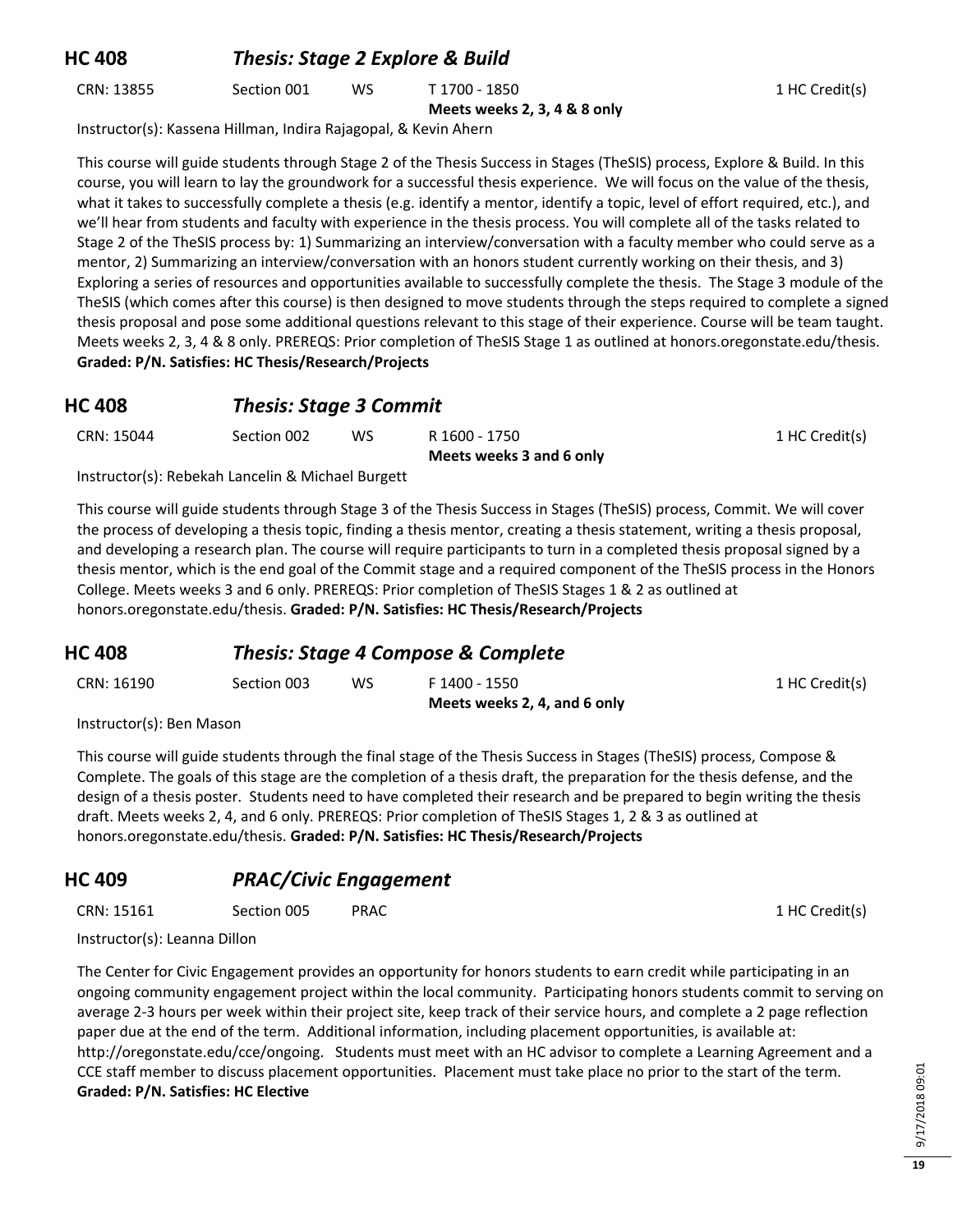## HC 408 *Thesis: Stage 2 Explore & Build*

CRN: 13855 Section 001 WS T 1700 - 1850 1 HC Credit(s)

**Meets weeks 2, 3, 4 & 8 only**

Instructor(s): Kassena Hillman, Indira Rajagopal, & Kevin Ahern

This course will guide students through Stage 2 of the Thesis Success in Stages (TheSIS) process, Explore & Build. In this course, you will learn to lay the groundwork for a successful thesis experience. We will focus on the value of the thesis, what it takes to successfully complete a thesis (e.g. identify a mentor, identify a topic, level of effort required, etc.), and we'll hear from students and faculty with experience in the thesis process. You will complete all of the tasks related to Stage 2 of the TheSIS process by: 1) Summarizing an interview/conversation with a faculty member who could serve as a mentor, 2) Summarizing an interview/conversation with an honors student currently working on their thesis, and 3) Exploring a series of resources and opportunities available to successfully complete the thesis. The Stage 3 module of the TheSIS (which comes after this course) is then designed to move students through the steps required to complete a signed thesis proposal and pose some additional questions relevant to this stage of their experience. Course will be team taught. Meets weeks 2, 3, 4 & 8 only. PREREQS: Prior completion of TheSIS Stage 1 as outlined at honors.oregonstate.edu/thesis. **Graded: P/N. Satisfies: HC Thesis/Research/Projects**

## HC 408 *Thesis: Stage 3 Commit*

CRN: 15044 Section 002 WS R 1600 - 1750 1 HC Credit(s)

**Meets weeks 3 and 6 only**

Instructor(s): Rebekah Lancelin & Michael Burgett

This course will guide students through Stage 3 of the Thesis Success in Stages (TheSIS) process, Commit. We will cover the process of developing a thesis topic, finding a thesis mentor, creating a thesis statement, writing a thesis proposal, and developing a research plan. The course will require participants to turn in a completed thesis proposal signed by a thesis mentor, which is the end goal of the Commit stage and a required component of the TheSIS process in the Honors College. Meets weeks 3 and 6 only. PREREQS: Prior completion of TheSIS Stages 1 & 2 as outlined at honors.oregonstate.edu/thesis. **Graded: P/N. Satisfies: HC Thesis/Research/Projects**

## HC 408 *Thesis: Stage 4 Compose & Complete*

CRN: 16190 Section 003 WS F 1400 - 1550 1 HC Credit(s)

**Meets weeks 2, 4, and 6 only**

Instructor(s): Ben Mason

This course will guide students through the final stage of the Thesis Success in Stages (TheSIS) process, Compose & Complete. The goals of this stage are the completion of a thesis draft, the preparation for the thesis defense, and the design of a thesis poster. Students need to have completed their research and be prepared to begin writing the thesis draft. Meets weeks 2, 4, and 6 only. PREREQS: Prior completion of TheSIS Stages 1, 2 & 3 as outlined at honors.oregonstate.edu/thesis. **Graded: P/N. Satisfies: HC Thesis/Research/Projects**

## HC 409 *PRAC/Civic Engagement*

CRN: 15161 Section 005 PRAC 1 HC Credit(s)

Instructor(s): Leanna Dillon

The Center for Civic Engagement provides an opportunity for honors students to earn credit while participating in an ongoing community engagement project within the local community. Participating honors students commit to serving on average 2-3 hours per week within their project site, keep track of their service hours, and complete a 2 page reflection paper due at the end of the term. Additional information, including placement opportunities, is available at: http://oregonstate.edu/cce/ongoing. Students must meet with an HC advisor to complete a Learning Agreement and a CCE staff member to discuss placement opportunities. Placement must take place no prior to the start of the term. **Graded: P/N. Satisfies: HC Elective**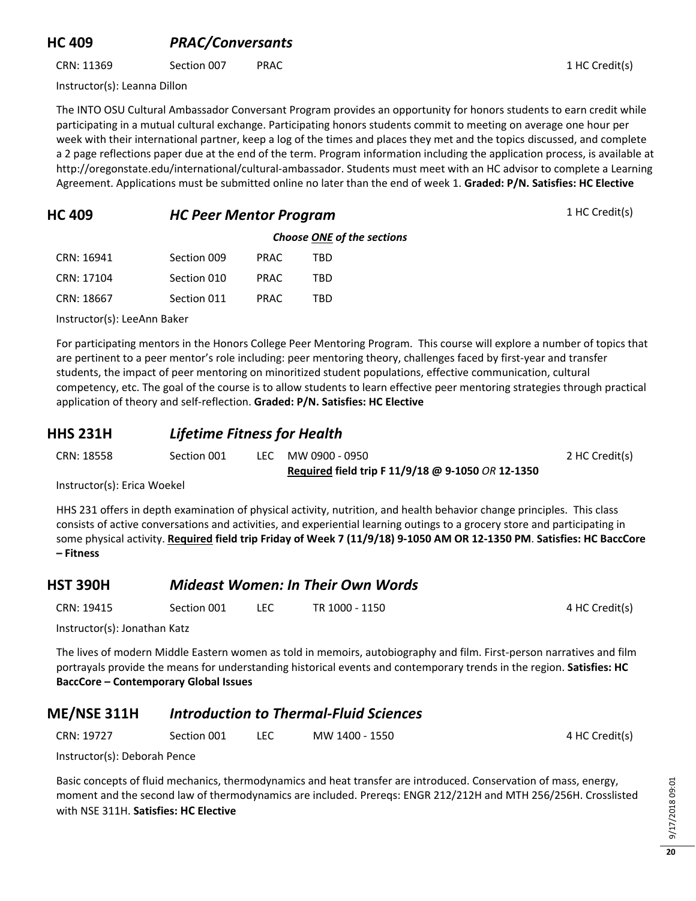## HC 409 *PRAC/Conversants*

CRN: 11369 | Section 007 | PRAC | 1 HC Credit(s)

Instructor(s): Leanna Dillon

The INTO OSU Cultural Ambassador Conversant Program provides an opportunity for honors students to earn credit while participating in a mutual cultural exchange. Participating honors students commit to meeting on average one hour per week with their international partner, keep a log of the times and places they met and the topics discussed, and complete a 2 page reflections paper due at the end of the term. Program information including the application process, is available at http://oregonstate.edu/international/cultural-ambassador. Students must meet with an HC advisor to complete a Learning Agreement. Applications must be submitted online no later than the end of week 1. **Graded: P/N. Satisfies: HC Elective**

## HC 409 *HC Peer Mentor Program*

1 HC Credit(s)

***Choose ONE of the sections***

| CRN | Section | Type | Time |
|---|---|---|---|
| CRN: 16941 | Section 009 | PRAC | TBD |
| CRN: 17104 | Section 010 | PRAC | TBD |
| CRN: 18667 | Section 011 | PRAC | TBD |

Instructor(s): LeeAnn Baker

For participating mentors in the Honors College Peer Mentoring Program. This course will explore a number of topics that are pertinent to a peer mentor's role including: peer mentoring theory, challenges faced by first-year and transfer students, the impact of peer mentoring on minoritized student populations, effective communication, cultural competency, etc. The goal of the course is to allow students to learn effective peer mentoring strategies through practical application of theory and self-reflection. **Graded: P/N. Satisfies: HC Elective**

## HHS 231H *Lifetime Fitness for Health*

CRN: 18558 | Section 001 | LEC | MW 0900 - 0950 | 2 HC Credit(s)

**Required field trip F 11/9/18 @ 9-1050 *OR* 12-1350**

Instructor(s): Erica Woekel

HHS 231 offers in depth examination of physical activity, nutrition, and health behavior change principles. This class consists of active conversations and activities, and experiential learning outings to a grocery store and participating in some physical activity. **Required field trip Friday of Week 7 (11/9/18) 9-1050 AM OR 12-1350 PM**. **Satisfies: HC BaccCore – Fitness**

## HST 390H *Mideast Women: In Their Own Words*

CRN: 19415 | Section 001 | LEC | TR 1000 - 1150 | 4 HC Credit(s)

Instructor(s): Jonathan Katz

The lives of modern Middle Eastern women as told in memoirs, autobiography and film. First-person narratives and film portrayals provide the means for understanding historical events and contemporary trends in the region. **Satisfies: HC BaccCore – Contemporary Global Issues**

## ME/NSE 311H *Introduction to Thermal-Fluid Sciences*

CRN: 19727 | Section 001 | LEC | MW 1400 - 1550 | 4 HC Credit(s)

Instructor(s): Deborah Pence

Basic concepts of fluid mechanics, thermodynamics and heat transfer are introduced. Conservation of mass, energy, moment and the second law of thermodynamics are included. Prereqs: ENGR 212/212H and MTH 256/256H. Crosslisted with NSE 311H. **Satisfies: HC Elective**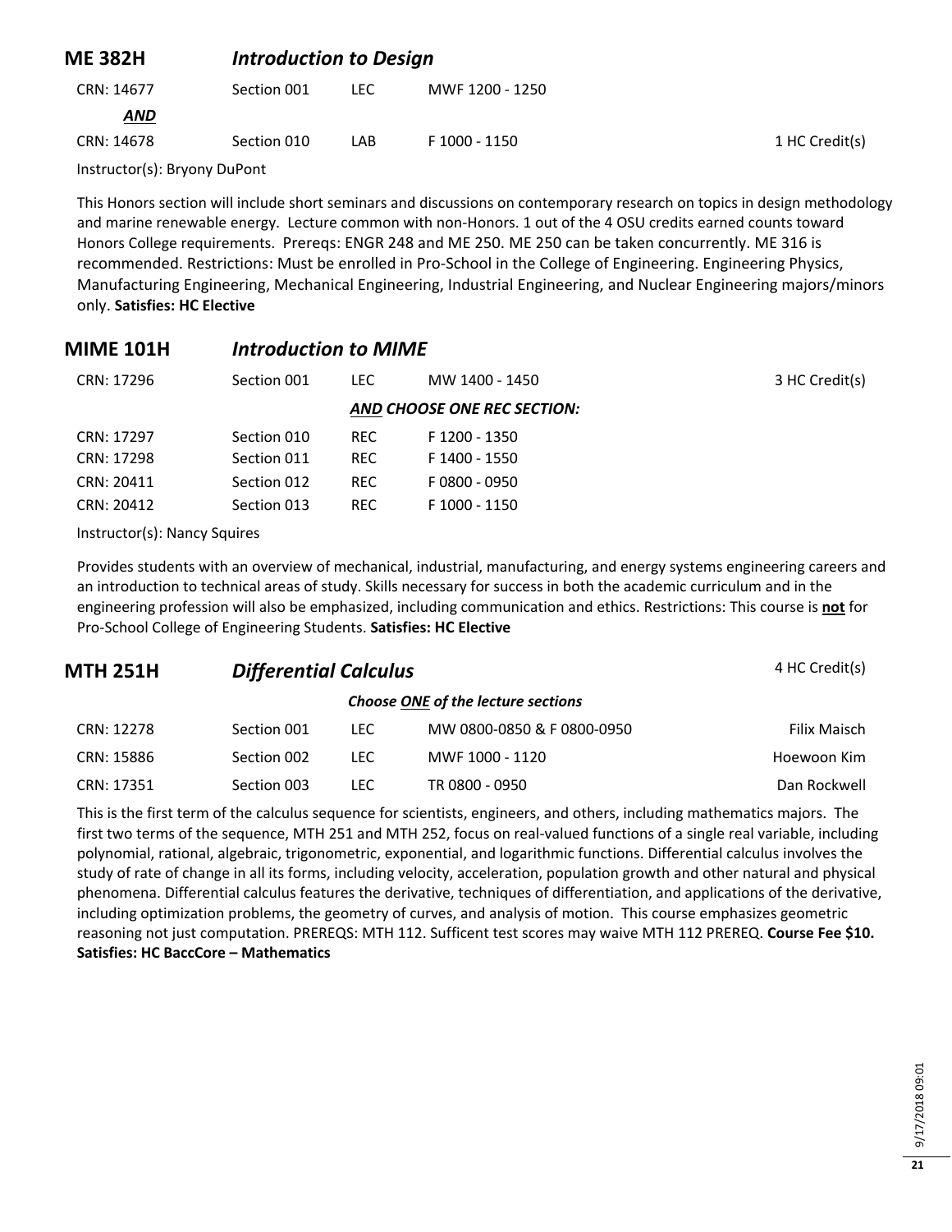## ME 382H *Introduction to Design*

| | | | | |
|---|---|---|---|---|
| CRN: 14677 | Section 001 | LEC | MWF 1200 - 1250 | |
| ***AND*** | | | | |
| CRN: 14678 | Section 010 | LAB | F 1000 - 1150 | 1 HC Credit(s) |

Instructor(s): Bryony DuPont

This Honors section will include short seminars and discussions on contemporary research on topics in design methodology and marine renewable energy. Lecture common with non-Honors. 1 out of the 4 OSU credits earned counts toward Honors College requirements. Prereqs: ENGR 248 and ME 250. ME 250 can be taken concurrently. ME 316 is recommended. Restrictions: Must be enrolled in Pro-School in the College of Engineering. Engineering Physics, Manufacturing Engineering, Mechanical Engineering, Industrial Engineering, and Nuclear Engineering majors/minors only. **Satisfies: HC Elective**

## MIME 101H *Introduction to MIME*

| | | | | |
|---|---|---|---|---|
| CRN: 17296 | Section 001 | LEC | MW 1400 - 1450 | 3 HC Credit(s) |
| | | | ***AND CHOOSE ONE REC SECTION:*** | |
| CRN: 17297 | Section 010 | REC | F 1200 - 1350 | |
| CRN: 17298 | Section 011 | REC | F 1400 - 1550 | |
| CRN: 20411 | Section 012 | REC | F 0800 - 0950 | |
| CRN: 20412 | Section 013 | REC | F 1000 - 1150 | |

Instructor(s): Nancy Squires

Provides students with an overview of mechanical, industrial, manufacturing, and energy systems engineering careers and an introduction to technical areas of study. Skills necessary for success in both the academic curriculum and in the engineering profession will also be emphasized, including communication and ethics. Restrictions: This course is **not** for Pro-School College of Engineering Students. **Satisfies: HC Elective**

## MTH 251H *Differential Calculus* 4 HC Credit(s)

***Choose ONE of the lecture sections***

| | | | | |
|---|---|---|---|---|
| CRN: 12278 | Section 001 | LEC | MW 0800-0850 & F 0800-0950 | Filix Maisch |
| CRN: 15886 | Section 002 | LEC | MWF 1000 - 1120 | Hoewoon Kim |
| CRN: 17351 | Section 003 | LEC | TR 0800 - 0950 | Dan Rockwell |

This is the first term of the calculus sequence for scientists, engineers, and others, including mathematics majors. The first two terms of the sequence, MTH 251 and MTH 252, focus on real-valued functions of a single real variable, including polynomial, rational, algebraic, trigonometric, exponential, and logarithmic functions. Differential calculus involves the study of rate of change in all its forms, including velocity, acceleration, population growth and other natural and physical phenomena. Differential calculus features the derivative, techniques of differentiation, and applications of the derivative, including optimization problems, the geometry of curves, and analysis of motion. This course emphasizes geometric reasoning not just computation. PREREQS: MTH 112. Sufficent test scores may waive MTH 112 PREREQ. **Course Fee $10. Satisfies: HC BaccCore – Mathematics**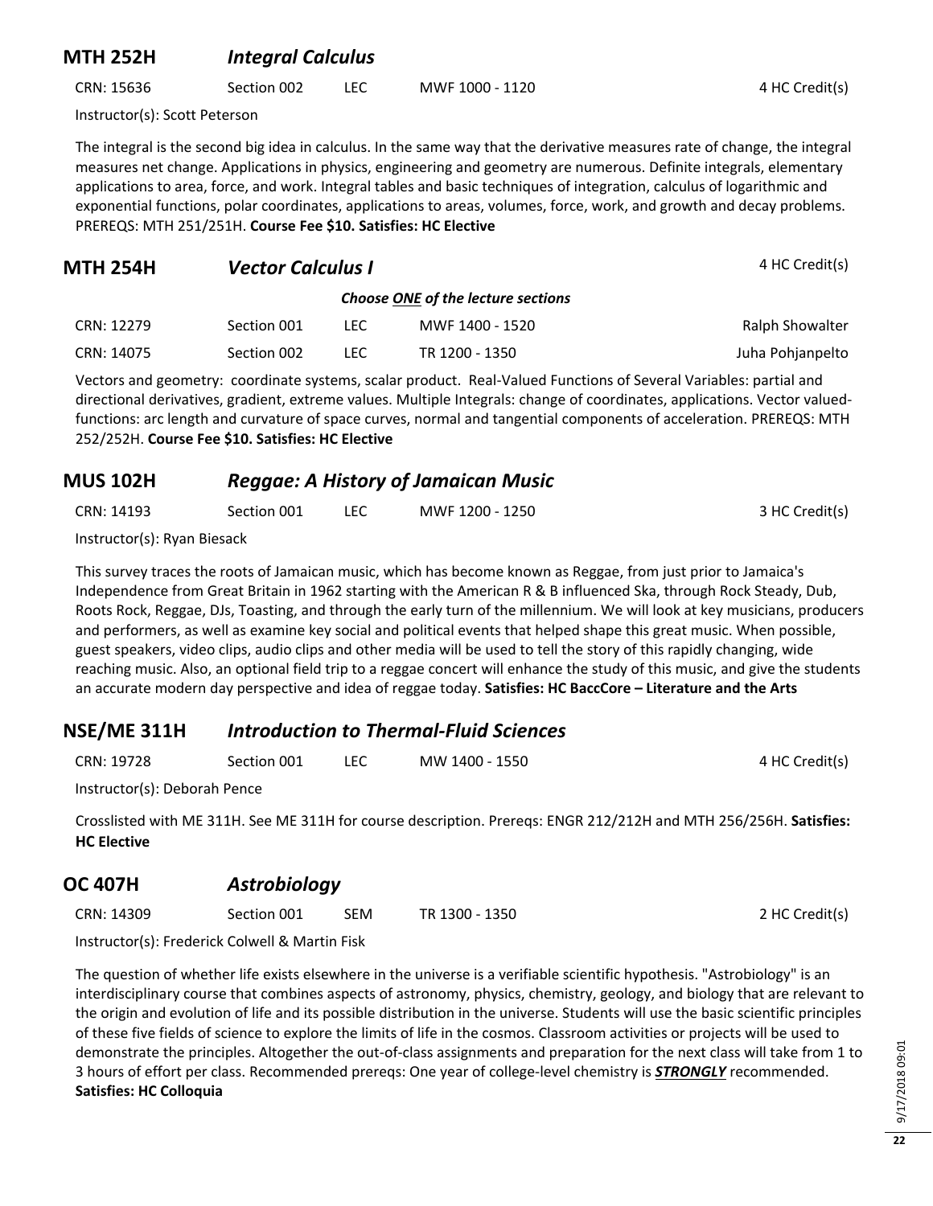## MTH 252H *Integral Calculus*

CRN: 15636 | Section 002 | LEC | MWF 1000 - 1120 | 4 HC Credit(s)

Instructor(s): Scott Peterson

The integral is the second big idea in calculus. In the same way that the derivative measures rate of change, the integral measures net change. Applications in physics, engineering and geometry are numerous. Definite integrals, elementary applications to area, force, and work. Integral tables and basic techniques of integration, calculus of logarithmic and exponential functions, polar coordinates, applications to areas, volumes, force, work, and growth and decay problems. PREREQS: MTH 251/251H. **Course Fee $10. Satisfies: HC Elective**

## MTH 254H *Vector Calculus I*

4 HC Credit(s)

***Choose ONE of the lecture sections***

| CRN | Section | Type | Time | Instructor |
|---|---|---|---|---|
| CRN: 12279 | Section 001 | LEC | MWF 1400 - 1520 | Ralph Showalter |
| CRN: 14075 | Section 002 | LEC | TR 1200 - 1350 | Juha Pohjanpelto |

Vectors and geometry: coordinate systems, scalar product. Real-Valued Functions of Several Variables: partial and directional derivatives, gradient, extreme values. Multiple Integrals: change of coordinates, applications. Vector valued-functions: arc length and curvature of space curves, normal and tangential components of acceleration. PREREQS: MTH 252/252H. **Course Fee $10. Satisfies: HC Elective**

## MUS 102H *Reggae: A History of Jamaican Music*

CRN: 14193 | Section 001 | LEC | MWF 1200 - 1250 | 3 HC Credit(s)

Instructor(s): Ryan Biesack

This survey traces the roots of Jamaican music, which has become known as Reggae, from just prior to Jamaica's Independence from Great Britain in 1962 starting with the American R & B influenced Ska, through Rock Steady, Dub, Roots Rock, Reggae, DJs, Toasting, and through the early turn of the millennium. We will look at key musicians, producers and performers, as well as examine key social and political events that helped shape this great music. When possible, guest speakers, video clips, audio clips and other media will be used to tell the story of this rapidly changing, wide reaching music. Also, an optional field trip to a reggae concert will enhance the study of this music, and give the students an accurate modern day perspective and idea of reggae today. **Satisfies: HC BaccCore – Literature and the Arts**

## NSE/ME 311H *Introduction to Thermal-Fluid Sciences*

CRN: 19728 | Section 001 | LEC | MW 1400 - 1550 | 4 HC Credit(s)

Instructor(s): Deborah Pence

Crosslisted with ME 311H. See ME 311H for course description. Prereqs: ENGR 212/212H and MTH 256/256H. **Satisfies: HC Elective**

## OC 407H *Astrobiology*

CRN: 14309 | Section 001 | SEM | TR 1300 - 1350 | 2 HC Credit(s)

Instructor(s): Frederick Colwell & Martin Fisk

The question of whether life exists elsewhere in the universe is a verifiable scientific hypothesis. "Astrobiology" is an interdisciplinary course that combines aspects of astronomy, physics, chemistry, geology, and biology that are relevant to the origin and evolution of life and its possible distribution in the universe. Students will use the basic scientific principles of these five fields of science to explore the limits of life in the cosmos. Classroom activities or projects will be used to demonstrate the principles. Altogether the out-of-class assignments and preparation for the next class will take from 1 to 3 hours of effort per class. Recommended prereqs: One year of college-level chemistry is ***STRONGLY*** recommended. **Satisfies: HC Colloquia**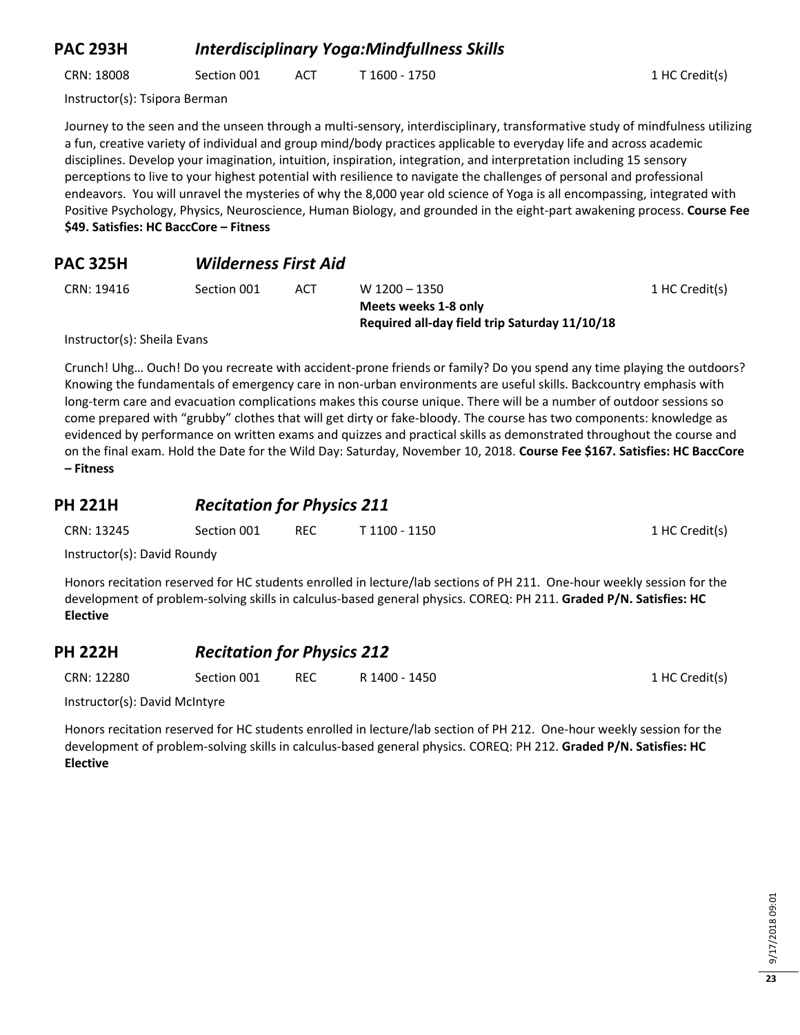## PAC 293H *Interdisciplinary Yoga:Mindfullness Skills*

CRN: 18008 Section 001 ACT T 1600 - 1750 1 HC Credit(s)

Instructor(s): Tsipora Berman

Journey to the seen and the unseen through a multi-sensory, interdisciplinary, transformative study of mindfulness utilizing a fun, creative variety of individual and group mind/body practices applicable to everyday life and across academic disciplines. Develop your imagination, intuition, inspiration, integration, and interpretation including 15 sensory perceptions to live to your highest potential with resilience to navigate the challenges of personal and professional endeavors. You will unravel the mysteries of why the 8,000 year old science of Yoga is all encompassing, integrated with Positive Psychology, Physics, Neuroscience, Human Biology, and grounded in the eight-part awakening process. **Course Fee $49. Satisfies: HC BaccCore – Fitness**

## PAC 325H *Wilderness First Aid*

CRN: 19416 Section 001 ACT W 1200 – 1350 1 HC Credit(s)
**Meets weeks 1-8 only**
**Required all-day field trip Saturday 11/10/18**

Instructor(s): Sheila Evans

Crunch! Uhg… Ouch! Do you recreate with accident-prone friends or family? Do you spend any time playing the outdoors? Knowing the fundamentals of emergency care in non-urban environments are useful skills. Backcountry emphasis with long-term care and evacuation complications makes this course unique. There will be a number of outdoor sessions so come prepared with "grubby" clothes that will get dirty or fake-bloody. The course has two components: knowledge as evidenced by performance on written exams and quizzes and practical skills as demonstrated throughout the course and on the final exam. Hold the Date for the Wild Day: Saturday, November 10, 2018. **Course Fee $167. Satisfies: HC BaccCore – Fitness**

## PH 221H *Recitation for Physics 211*

CRN: 13245 Section 001 REC T 1100 - 1150 1 HC Credit(s)

Instructor(s): David Roundy

Honors recitation reserved for HC students enrolled in lecture/lab sections of PH 211. One-hour weekly session for the development of problem-solving skills in calculus-based general physics. COREQ: PH 211. **Graded P/N. Satisfies: HC Elective**

## PH 222H *Recitation for Physics 212*

CRN: 12280 Section 001 REC R 1400 - 1450 1 HC Credit(s)

Instructor(s): David McIntyre

Honors recitation reserved for HC students enrolled in lecture/lab section of PH 212. One-hour weekly session for the development of problem-solving skills in calculus-based general physics. COREQ: PH 212. **Graded P/N. Satisfies: HC Elective**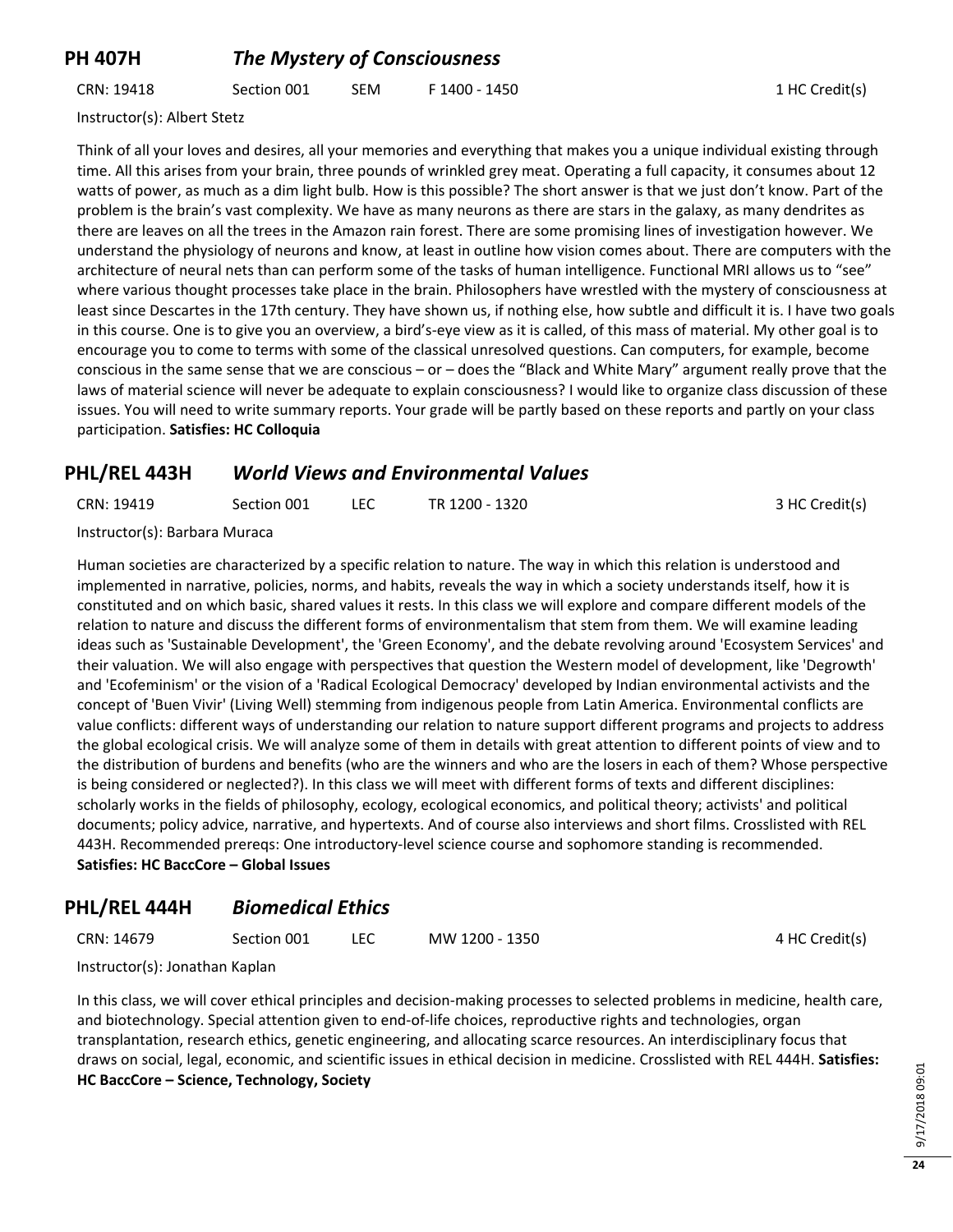## PH 407H *The Mystery of Consciousness*

CRN: 19418 Section 001 SEM F 1400 - 1450 1 HC Credit(s)

Instructor(s): Albert Stetz

Think of all your loves and desires, all your memories and everything that makes you a unique individual existing through time. All this arises from your brain, three pounds of wrinkled grey meat. Operating a full capacity, it consumes about 12 watts of power, as much as a dim light bulb. How is this possible? The short answer is that we just don't know. Part of the problem is the brain's vast complexity. We have as many neurons as there are stars in the galaxy, as many dendrites as there are leaves on all the trees in the Amazon rain forest. There are some promising lines of investigation however. We understand the physiology of neurons and know, at least in outline how vision comes about. There are computers with the architecture of neural nets than can perform some of the tasks of human intelligence. Functional MRI allows us to "see" where various thought processes take place in the brain. Philosophers have wrestled with the mystery of consciousness at least since Descartes in the 17th century. They have shown us, if nothing else, how subtle and difficult it is. I have two goals in this course. One is to give you an overview, a bird's-eye view as it is called, of this mass of material. My other goal is to encourage you to come to terms with some of the classical unresolved questions. Can computers, for example, become conscious in the same sense that we are conscious – or – does the "Black and White Mary" argument really prove that the laws of material science will never be adequate to explain consciousness? I would like to organize class discussion of these issues. You will need to write summary reports. Your grade will be partly based on these reports and partly on your class participation. **Satisfies: HC Colloquia**

## PHL/REL 443H *World Views and Environmental Values*

CRN: 19419 Section 001 LEC TR 1200 - 1320 3 HC Credit(s)

Instructor(s): Barbara Muraca

Human societies are characterized by a specific relation to nature. The way in which this relation is understood and implemented in narrative, policies, norms, and habits, reveals the way in which a society understands itself, how it is constituted and on which basic, shared values it rests. In this class we will explore and compare different models of the relation to nature and discuss the different forms of environmentalism that stem from them. We will examine leading ideas such as 'Sustainable Development', the 'Green Economy', and the debate revolving around 'Ecosystem Services' and their valuation. We will also engage with perspectives that question the Western model of development, like 'Degrowth' and 'Ecofeminism' or the vision of a 'Radical Ecological Democracy' developed by Indian environmental activists and the concept of 'Buen Vivir' (Living Well) stemming from indigenous people from Latin America. Environmental conflicts are value conflicts: different ways of understanding our relation to nature support different programs and projects to address the global ecological crisis. We will analyze some of them in details with great attention to different points of view and to the distribution of burdens and benefits (who are the winners and who are the losers in each of them? Whose perspective is being considered or neglected?). In this class we will meet with different forms of texts and different disciplines: scholarly works in the fields of philosophy, ecology, ecological economics, and political theory; activists' and political documents; policy advice, narrative, and hypertexts. And of course also interviews and short films. Crosslisted with REL 443H. Recommended prereqs: One introductory-level science course and sophomore standing is recommended. **Satisfies: HC BaccCore – Global Issues**

## PHL/REL 444H *Biomedical Ethics*

CRN: 14679 Section 001 LEC MW 1200 - 1350 4 HC Credit(s)

Instructor(s): Jonathan Kaplan

In this class, we will cover ethical principles and decision-making processes to selected problems in medicine, health care, and biotechnology. Special attention given to end-of-life choices, reproductive rights and technologies, organ transplantation, research ethics, genetic engineering, and allocating scarce resources. An interdisciplinary focus that draws on social, legal, economic, and scientific issues in ethical decision in medicine. Crosslisted with REL 444H. **Satisfies: HC BaccCore – Science, Technology, Society**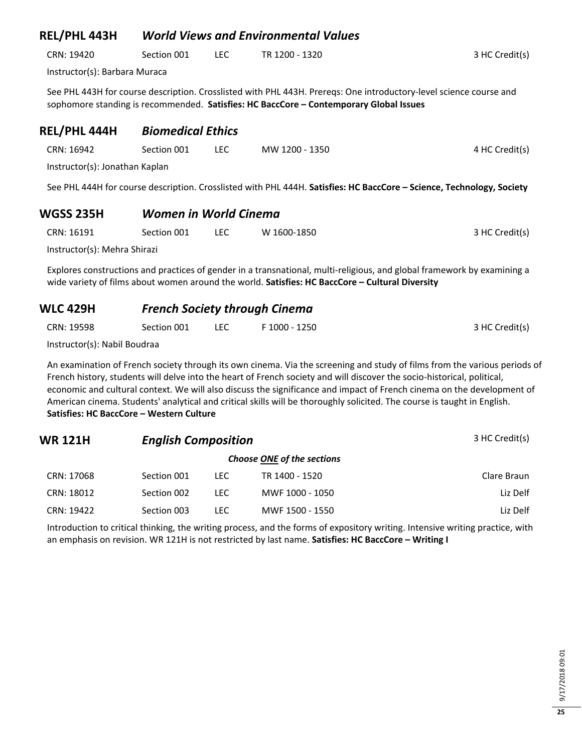## REL/PHL 443H *World Views and Environmental Values*

| | | | | |
|---|---|---|---|---|
| CRN: 19420 | Section 001 | LEC | TR 1200 - 1320 | 3 HC Credit(s) |

Instructor(s): Barbara Muraca

See PHL 443H for course description. Crosslisted with PHL 443H. Prereqs: One introductory-level science course and sophomore standing is recommended. **Satisfies: HC BaccCore – Contemporary Global Issues**

## REL/PHL 444H *Biomedical Ethics*

| | | | | |
|---|---|---|---|---|
| CRN: 16942 | Section 001 | LEC | MW 1200 - 1350 | 4 HC Credit(s) |

Instructor(s): Jonathan Kaplan

See PHL 444H for course description. Crosslisted with PHL 444H. **Satisfies: HC BaccCore – Science, Technology, Society**

## WGSS 235H *Women in World Cinema*

| | | | | |
|---|---|---|---|---|
| CRN: 16191 | Section 001 | LEC | W 1600-1850 | 3 HC Credit(s) |

Instructor(s): Mehra Shirazi

Explores constructions and practices of gender in a transnational, multi-religious, and global framework by examining a wide variety of films about women around the world. **Satisfies: HC BaccCore – Cultural Diversity**

## WLC 429H *French Society through Cinema*

| | | | | |
|---|---|---|---|---|
| CRN: 19598 | Section 001 | LEC | F 1000 - 1250 | 3 HC Credit(s) |

Instructor(s): Nabil Boudraa

An examination of French society through its own cinema. Via the screening and study of films from the various periods of French history, students will delve into the heart of French society and will discover the socio-historical, political, economic and cultural context. We will also discuss the significance and impact of French cinema on the development of American cinema. Students' analytical and critical skills will be thoroughly solicited. The course is taught in English. **Satisfies: HC BaccCore – Western Culture**

## WR 121H *English Composition*

3 HC Credit(s)

***Choose ONE of the sections***

| | | | | |
|---|---|---|---|---|
| CRN: 17068 | Section 001 | LEC | TR 1400 - 1520 | Clare Braun |
| CRN: 18012 | Section 002 | LEC | MWF 1000 - 1050 | Liz Delf |
| CRN: 19422 | Section 003 | LEC | MWF 1500 - 1550 | Liz Delf |

Introduction to critical thinking, the writing process, and the forms of expository writing. Intensive writing practice, with an emphasis on revision. WR 121H is not restricted by last name. **Satisfies: HC BaccCore – Writing I**